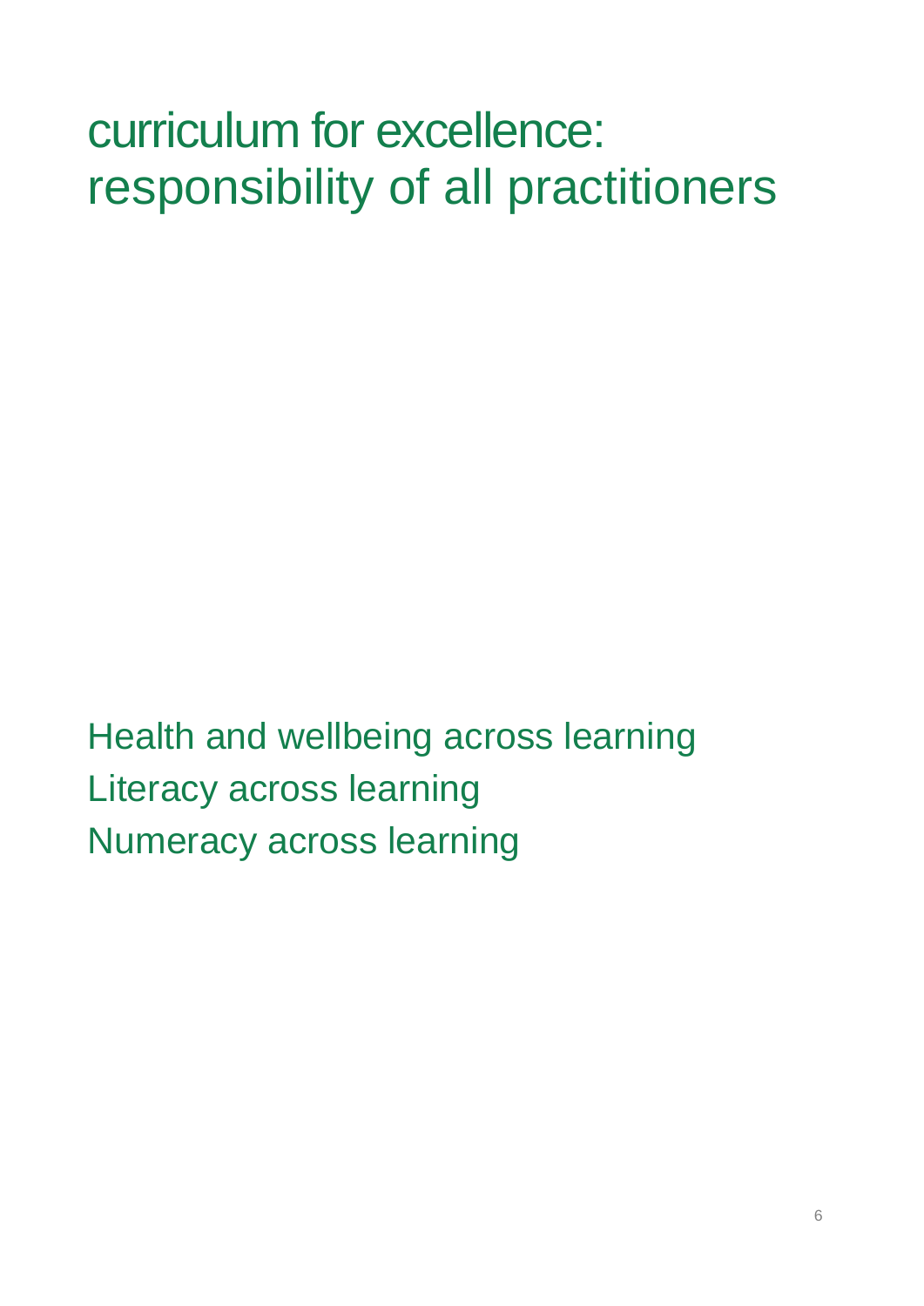# curriculum for excellence: responsibility of all practitioners

Health and wellbeing across learning
Literacy across learning
Numeracy across learning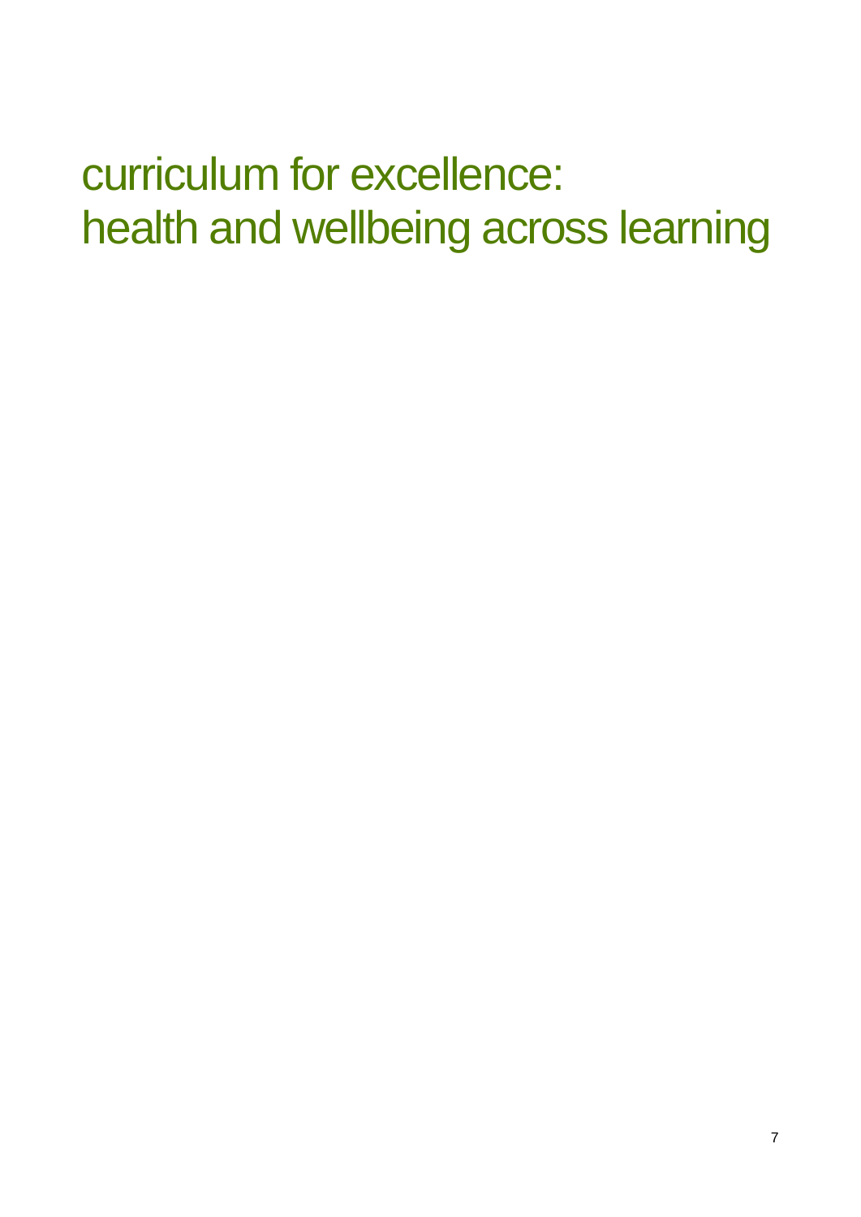# curriculum for excellence: health and wellbeing across learning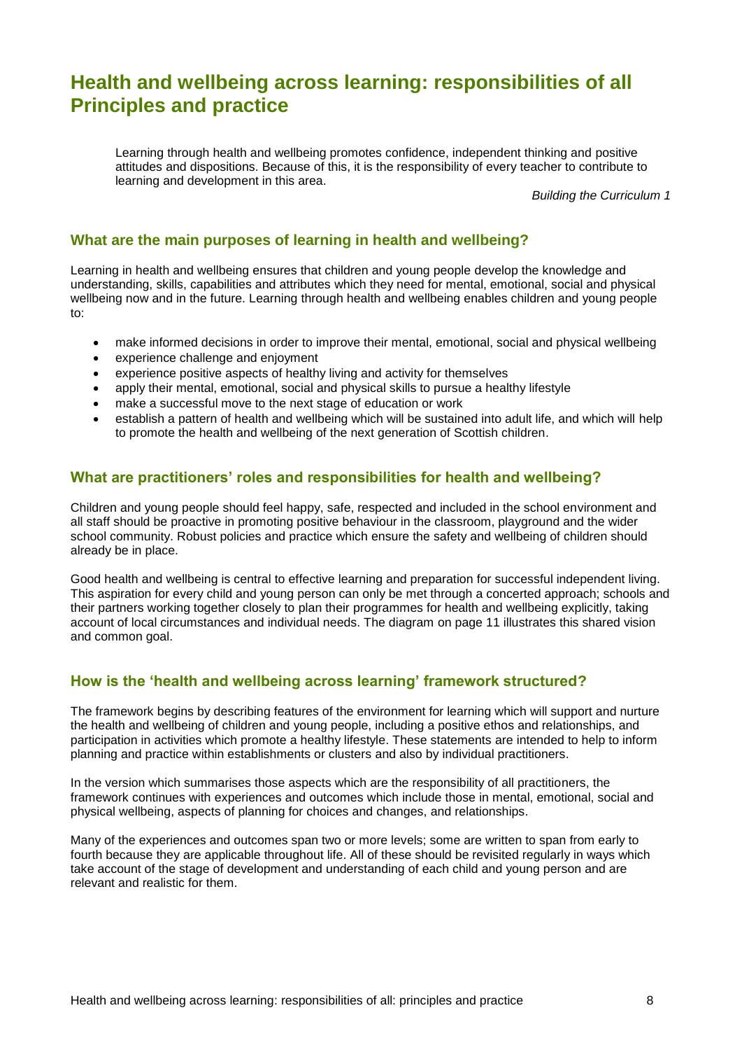# Health and wellbeing across learning: responsibilities of all Principles and practice

> Learning through health and wellbeing promotes confidence, independent thinking and positive attitudes and dispositions. Because of this, it is the responsibility of every teacher to contribute to learning and development in this area.
>
> *Building the Curriculum 1*

## What are the main purposes of learning in health and wellbeing?

Learning in health and wellbeing ensures that children and young people develop the knowledge and understanding, skills, capabilities and attributes which they need for mental, emotional, social and physical wellbeing now and in the future. Learning through health and wellbeing enables children and young people to:

- make informed decisions in order to improve their mental, emotional, social and physical wellbeing
- experience challenge and enjoyment
- experience positive aspects of healthy living and activity for themselves
- apply their mental, emotional, social and physical skills to pursue a healthy lifestyle
- make a successful move to the next stage of education or work
- establish a pattern of health and wellbeing which will be sustained into adult life, and which will help to promote the health and wellbeing of the next generation of Scottish children.

## What are practitioners' roles and responsibilities for health and wellbeing?

Children and young people should feel happy, safe, respected and included in the school environment and all staff should be proactive in promoting positive behaviour in the classroom, playground and the wider school community. Robust policies and practice which ensure the safety and wellbeing of children should already be in place.

Good health and wellbeing is central to effective learning and preparation for successful independent living. This aspiration for every child and young person can only be met through a concerted approach; schools and their partners working together closely to plan their programmes for health and wellbeing explicitly, taking account of local circumstances and individual needs. The diagram on page 11 illustrates this shared vision and common goal.

## How is the 'health and wellbeing across learning' framework structured?

The framework begins by describing features of the environment for learning which will support and nurture the health and wellbeing of children and young people, including a positive ethos and relationships, and participation in activities which promote a healthy lifestyle. These statements are intended to help to inform planning and practice within establishments or clusters and also by individual practitioners.

In the version which summarises those aspects which are the responsibility of all practitioners, the framework continues with experiences and outcomes which include those in mental, emotional, social and physical wellbeing, aspects of planning for choices and changes, and relationships.

Many of the experiences and outcomes span two or more levels; some are written to span from early to fourth because they are applicable throughout life. All of these should be revisited regularly in ways which take account of the stage of development and understanding of each child and young person and are relevant and realistic for them.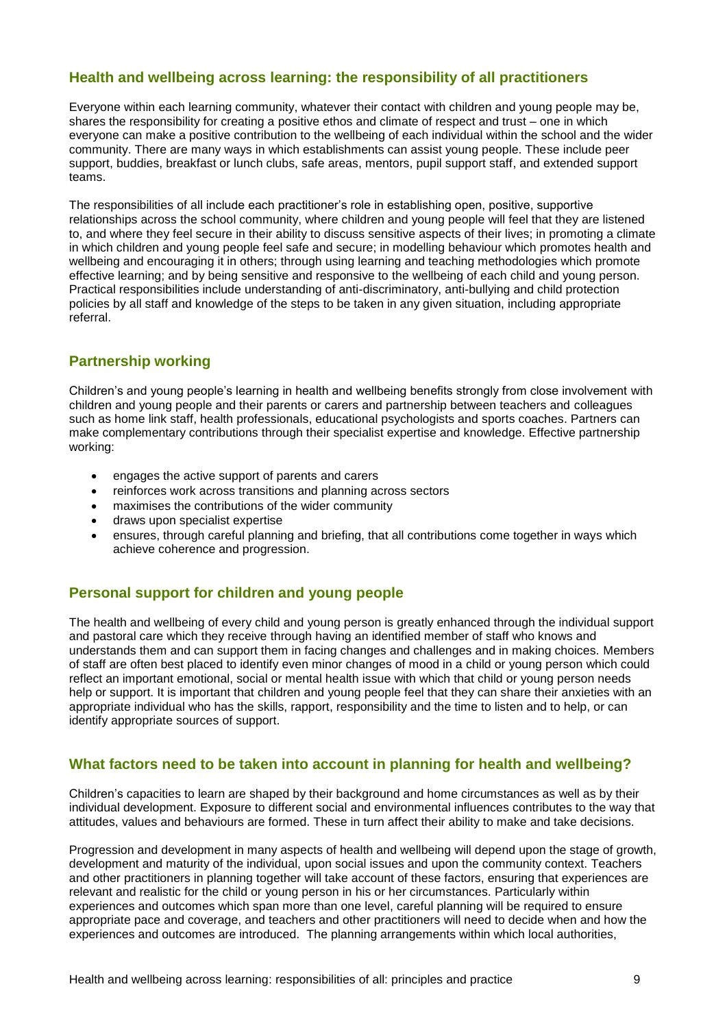## Health and wellbeing across learning: the responsibility of all practitioners

Everyone within each learning community, whatever their contact with children and young people may be, shares the responsibility for creating a positive ethos and climate of respect and trust – one in which everyone can make a positive contribution to the wellbeing of each individual within the school and the wider community. There are many ways in which establishments can assist young people. These include peer support, buddies, breakfast or lunch clubs, safe areas, mentors, pupil support staff, and extended support teams.

The responsibilities of all include each practitioner's role in establishing open, positive, supportive relationships across the school community, where children and young people will feel that they are listened to, and where they feel secure in their ability to discuss sensitive aspects of their lives; in promoting a climate in which children and young people feel safe and secure; in modelling behaviour which promotes health and wellbeing and encouraging it in others; through using learning and teaching methodologies which promote effective learning; and by being sensitive and responsive to the wellbeing of each child and young person. Practical responsibilities include understanding of anti-discriminatory, anti-bullying and child protection policies by all staff and knowledge of the steps to be taken in any given situation, including appropriate referral.

## Partnership working

Children's and young people's learning in health and wellbeing benefits strongly from close involvement with children and young people and their parents or carers and partnership between teachers and colleagues such as home link staff, health professionals, educational psychologists and sports coaches. Partners can make complementary contributions through their specialist expertise and knowledge. Effective partnership working:

- engages the active support of parents and carers
- reinforces work across transitions and planning across sectors
- maximises the contributions of the wider community
- draws upon specialist expertise
- ensures, through careful planning and briefing, that all contributions come together in ways which achieve coherence and progression.

## Personal support for children and young people

The health and wellbeing of every child and young person is greatly enhanced through the individual support and pastoral care which they receive through having an identified member of staff who knows and understands them and can support them in facing changes and challenges and in making choices. Members of staff are often best placed to identify even minor changes of mood in a child or young person which could reflect an important emotional, social or mental health issue with which that child or young person needs help or support. It is important that children and young people feel that they can share their anxieties with an appropriate individual who has the skills, rapport, responsibility and the time to listen and to help, or can identify appropriate sources of support.

## What factors need to be taken into account in planning for health and wellbeing?

Children's capacities to learn are shaped by their background and home circumstances as well as by their individual development. Exposure to different social and environmental influences contributes to the way that attitudes, values and behaviours are formed. These in turn affect their ability to make and take decisions.

Progression and development in many aspects of health and wellbeing will depend upon the stage of growth, development and maturity of the individual, upon social issues and upon the community context. Teachers and other practitioners in planning together will take account of these factors, ensuring that experiences are relevant and realistic for the child or young person in his or her circumstances. Particularly within experiences and outcomes which span more than one level, careful planning will be required to ensure appropriate pace and coverage, and teachers and other practitioners will need to decide when and how the experiences and outcomes are introduced. The planning arrangements within which local authorities,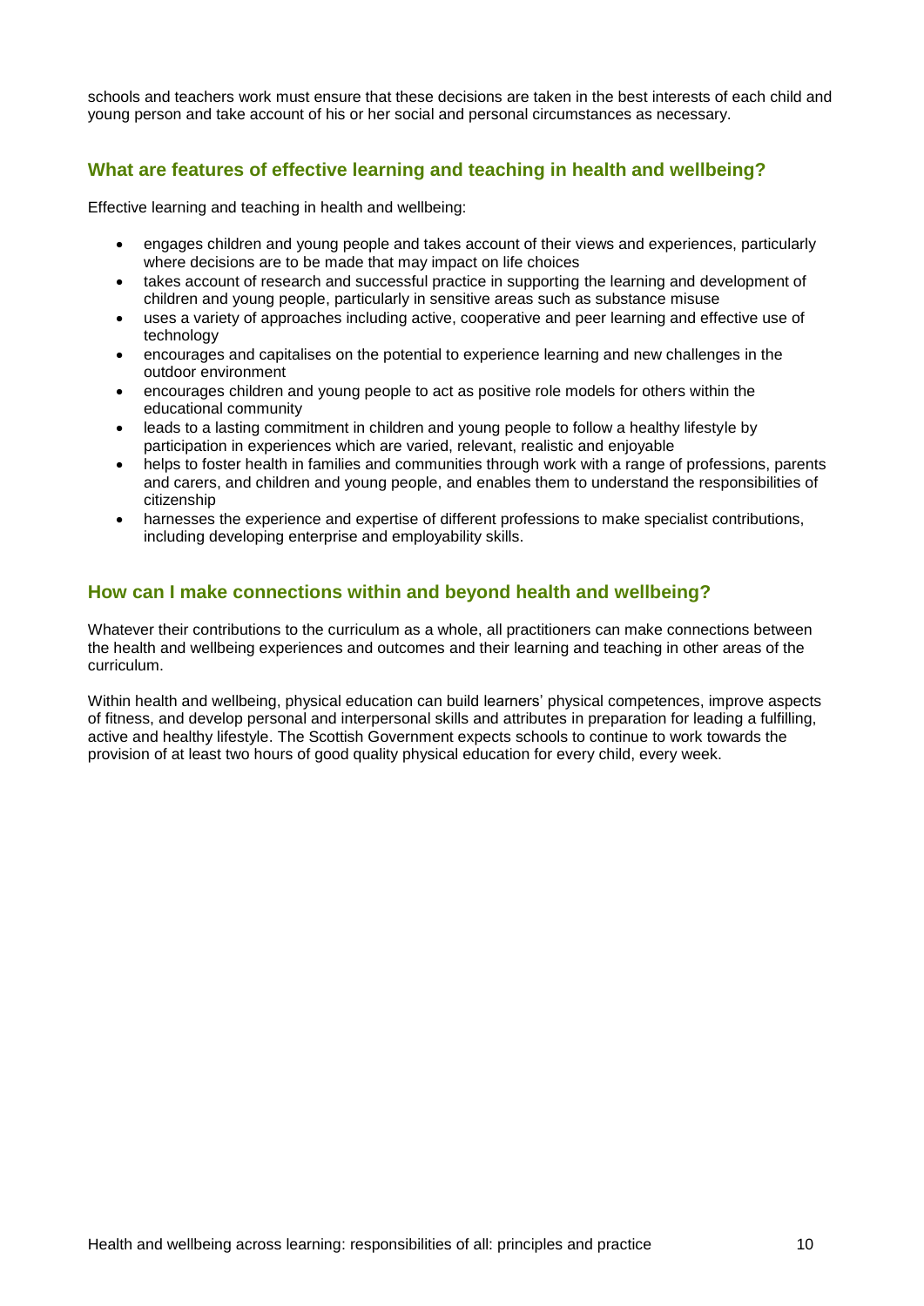schools and teachers work must ensure that these decisions are taken in the best interests of each child and young person and take account of his or her social and personal circumstances as necessary.

## What are features of effective learning and teaching in health and wellbeing?

Effective learning and teaching in health and wellbeing:

- engages children and young people and takes account of their views and experiences, particularly where decisions are to be made that may impact on life choices
- takes account of research and successful practice in supporting the learning and development of children and young people, particularly in sensitive areas such as substance misuse
- uses a variety of approaches including active, cooperative and peer learning and effective use of technology
- encourages and capitalises on the potential to experience learning and new challenges in the outdoor environment
- encourages children and young people to act as positive role models for others within the educational community
- leads to a lasting commitment in children and young people to follow a healthy lifestyle by participation in experiences which are varied, relevant, realistic and enjoyable
- helps to foster health in families and communities through work with a range of professions, parents and carers, and children and young people, and enables them to understand the responsibilities of citizenship
- harnesses the experience and expertise of different professions to make specialist contributions, including developing enterprise and employability skills.

## How can I make connections within and beyond health and wellbeing?

Whatever their contributions to the curriculum as a whole, all practitioners can make connections between the health and wellbeing experiences and outcomes and their learning and teaching in other areas of the curriculum.

Within health and wellbeing, physical education can build learners' physical competences, improve aspects of fitness, and develop personal and interpersonal skills and attributes in preparation for leading a fulfilling, active and healthy lifestyle. The Scottish Government expects schools to continue to work towards the provision of at least two hours of good quality physical education for every child, every week.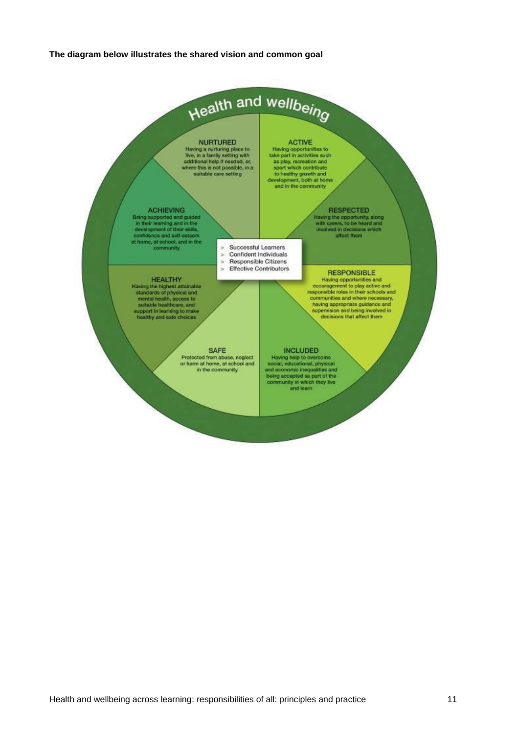**The diagram below illustrates the shared vision and common goal**

Health and wellbeing

**NURTURED**
Having a nurturing place to live, in a family setting with additional help if needed, or, where this is not possible, in a suitable care setting

**ACTIVE**
Having opportunities to take part in activities such as play, recreation and sport which contribute to healthy growth and development, both at home and in the community

**ACHIEVING**
Being supported and guided in their learning and in the development of their skills, confidence and self-esteem at home, at school, and in the community

**RESPECTED**
Having the opportunity, along with carers, to be heard and involved in decisions which affect them

- Successful Learners
- Confident Individuals
- Responsible Citizens
- Effective Contributors

**HEALTHY**
Having the highest attainable standards of physical and mental health, access to suitable healthcare, and support in learning to make healthy and safe choices

**RESPONSIBLE**
Having opportunities and ecouragement to play active and responsible roles in their schools and communities and where necessary, having appropriate guidance and supervision and being involved in decisions that affect them

**SAFE**
Protected from abuse, neglect or harm at home, at school and in the community

**INCLUDED**
Having help to overcome social, educational, physical and economic inequalities and being accepted as part of the community in which they live and learn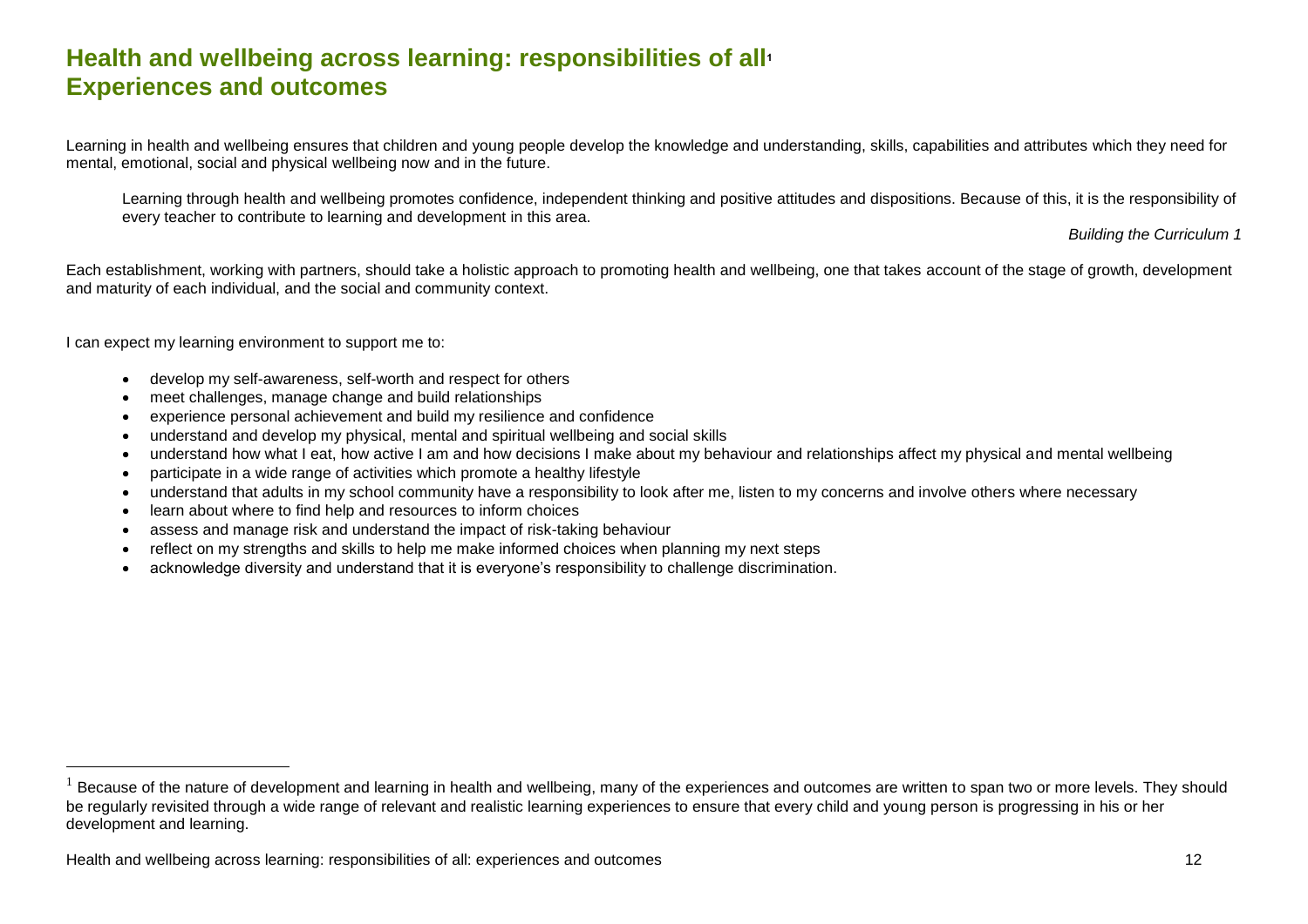# Health and wellbeing across learning: responsibilities of all[1]
# Experiences and outcomes

Learning in health and wellbeing ensures that children and young people develop the knowledge and understanding, skills, capabilities and attributes which they need for mental, emotional, social and physical wellbeing now and in the future.

> Learning through health and wellbeing promotes confidence, independent thinking and positive attitudes and dispositions. Because of this, it is the responsibility of every teacher to contribute to learning and development in this area.
>
> *Building the Curriculum 1*

Each establishment, working with partners, should take a holistic approach to promoting health and wellbeing, one that takes account of the stage of growth, development and maturity of each individual, and the social and community context.

I can expect my learning environment to support me to:

- develop my self-awareness, self-worth and respect for others
- meet challenges, manage change and build relationships
- experience personal achievement and build my resilience and confidence
- understand and develop my physical, mental and spiritual wellbeing and social skills
- understand how what I eat, how active I am and how decisions I make about my behaviour and relationships affect my physical and mental wellbeing
- participate in a wide range of activities which promote a healthy lifestyle
- understand that adults in my school community have a responsibility to look after me, listen to my concerns and involve others where necessary
- learn about where to find help and resources to inform choices
- assess and manage risk and understand the impact of risk-taking behaviour
- reflect on my strengths and skills to help me make informed choices when planning my next steps
- acknowledge diversity and understand that it is everyone's responsibility to challenge discrimination.

---

[1] Because of the nature of development and learning in health and wellbeing, many of the experiences and outcomes are written to span two or more levels. They should be regularly revisited through a wide range of relevant and realistic learning experiences to ensure that every child and young person is progressing in his or her development and learning.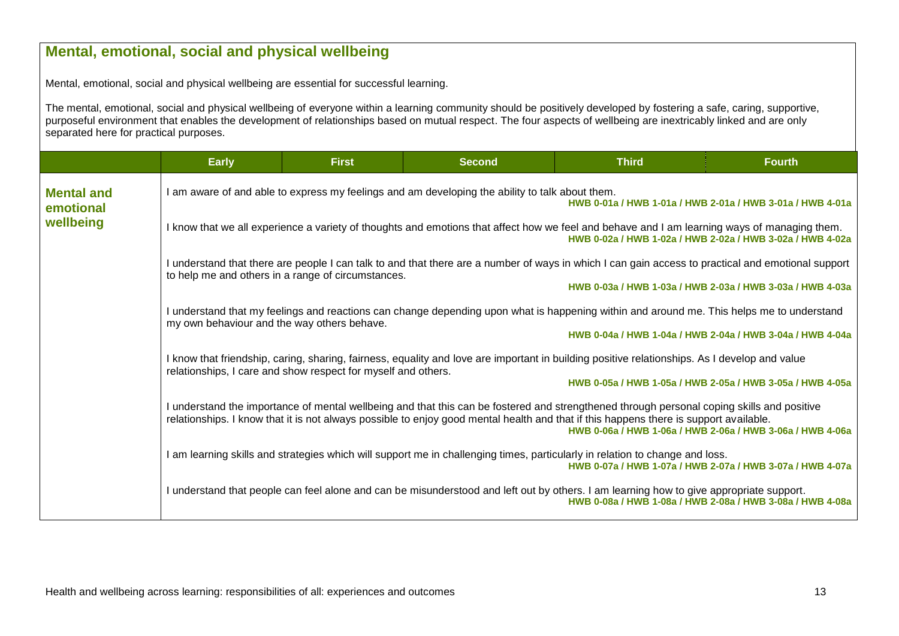## Mental, emotional, social and physical wellbeing

Mental, emotional, social and physical wellbeing are essential for successful learning.

The mental, emotional, social and physical wellbeing of everyone within a learning community should be positively developed by fostering a safe, caring, supportive, purposeful environment that enables the development of relationships based on mutual respect. The four aspects of wellbeing are inextricably linked and are only separated here for practical purposes.

| | Early | First | Second | Third | Fourth |
|---|---|---|---|---|---|
| **Mental and emotional wellbeing** | I am aware of and able to express my feelings and am developing the ability to talk about them. **HWB 0-01a / HWB 1-01a / HWB 2-01a / HWB 3-01a / HWB 4-01a** | | | | |
| | I know that we all experience a variety of thoughts and emotions that affect how we feel and behave and I am learning ways of managing them. **HWB 0-02a / HWB 1-02a / HWB 2-02a / HWB 3-02a / HWB 4-02a** | | | | |
| | I understand that there are people I can talk to and that there are a number of ways in which I can gain access to practical and emotional support to help me and others in a range of circumstances. **HWB 0-03a / HWB 1-03a / HWB 2-03a / HWB 3-03a / HWB 4-03a** | | | | |
| | I understand that my feelings and reactions can change depending upon what is happening within and around me. This helps me to understand my own behaviour and the way others behave. **HWB 0-04a / HWB 1-04a / HWB 2-04a / HWB 3-04a / HWB 4-04a** | | | | |
| | I know that friendship, caring, sharing, fairness, equality and love are important in building positive relationships. As I develop and value relationships, I care and show respect for myself and others. **HWB 0-05a / HWB 1-05a / HWB 2-05a / HWB 3-05a / HWB 4-05a** | | | | |
| | I understand the importance of mental wellbeing and that this can be fostered and strengthened through personal coping skills and positive relationships. I know that it is not always possible to enjoy good mental health and that if this happens there is support available. **HWB 0-06a / HWB 1-06a / HWB 2-06a / HWB 3-06a / HWB 4-06a** | | | | |
| | I am learning skills and strategies which will support me in challenging times, particularly in relation to change and loss. **HWB 0-07a / HWB 1-07a / HWB 2-07a / HWB 3-07a / HWB 4-07a** | | | | |
| | I understand that people can feel alone and can be misunderstood and left out by others. I am learning how to give appropriate support. **HWB 0-08a / HWB 1-08a / HWB 2-08a / HWB 3-08a / HWB 4-08a** | | | | |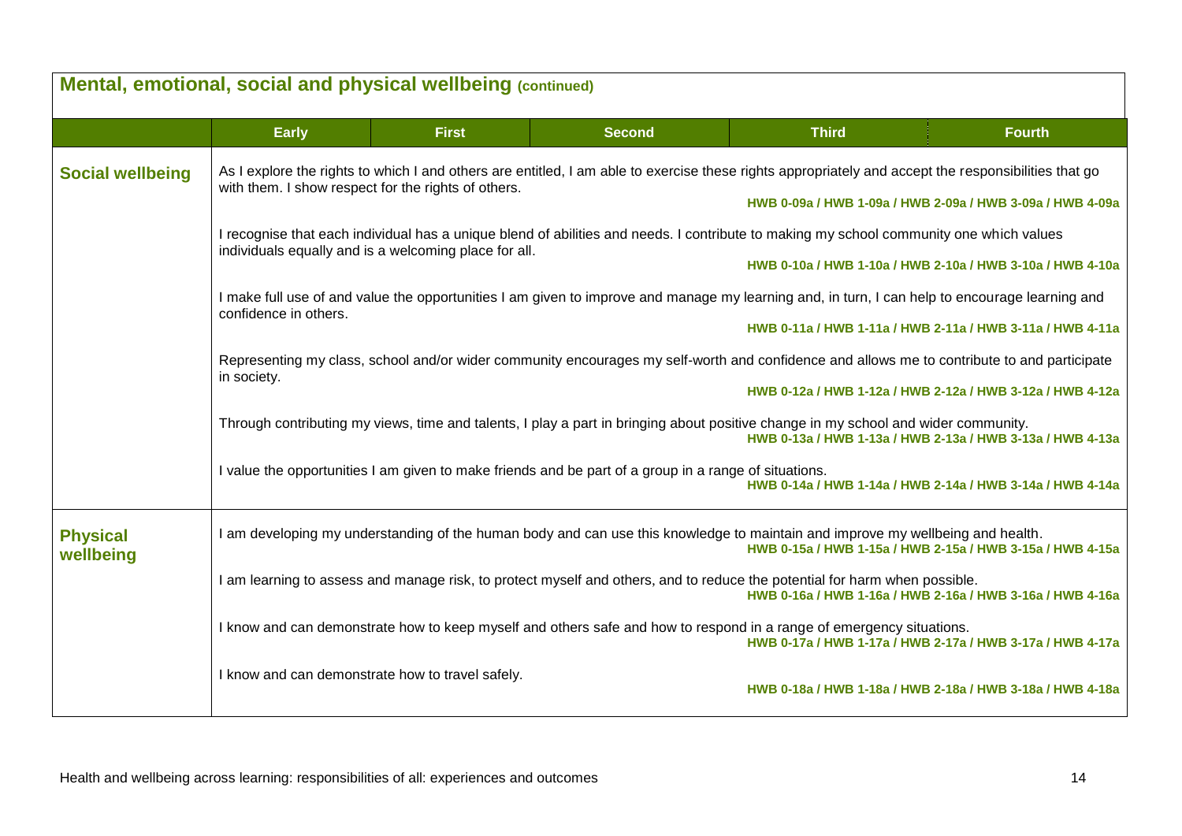## Mental, emotional, social and physical wellbeing (continued)

| | Early | First | Second | Third | Fourth |
|---|---|---|---|---|---|
| **Social wellbeing** | As I explore the rights to which I and others are entitled, I am able to exercise these rights appropriately and accept the responsibilities that go with them. I show respect for the rights of others. **HWB 0-09a / HWB 1-09a / HWB 2-09a / HWB 3-09a / HWB 4-09a** | | | | |
| | I recognise that each individual has a unique blend of abilities and needs. I contribute to making my school community one which values individuals equally and is a welcoming place for all. **HWB 0-10a / HWB 1-10a / HWB 2-10a / HWB 3-10a / HWB 4-10a** | | | | |
| | I make full use of and value the opportunities I am given to improve and manage my learning and, in turn, I can help to encourage learning and confidence in others. **HWB 0-11a / HWB 1-11a / HWB 2-11a / HWB 3-11a / HWB 4-11a** | | | | |
| | Representing my class, school and/or wider community encourages my self-worth and confidence and allows me to contribute to and participate in society. **HWB 0-12a / HWB 1-12a / HWB 2-12a / HWB 3-12a / HWB 4-12a** | | | | |
| | Through contributing my views, time and talents, I play a part in bringing about positive change in my school and wider community. **HWB 0-13a / HWB 1-13a / HWB 2-13a / HWB 3-13a / HWB 4-13a** | | | | |
| | I value the opportunities I am given to make friends and be part of a group in a range of situations. **HWB 0-14a / HWB 1-14a / HWB 2-14a / HWB 3-14a / HWB 4-14a** | | | | |
| **Physical wellbeing** | I am developing my understanding of the human body and can use this knowledge to maintain and improve my wellbeing and health. **HWB 0-15a / HWB 1-15a / HWB 2-15a / HWB 3-15a / HWB 4-15a** | | | | |
| | I am learning to assess and manage risk, to protect myself and others, and to reduce the potential for harm when possible. **HWB 0-16a / HWB 1-16a / HWB 2-16a / HWB 3-16a / HWB 4-16a** | | | | |
| | I know and can demonstrate how to keep myself and others safe and how to respond in a range of emergency situations. **HWB 0-17a / HWB 1-17a / HWB 2-17a / HWB 3-17a / HWB 4-17a** | | | | |
| | I know and can demonstrate how to travel safely. **HWB 0-18a / HWB 1-18a / HWB 2-18a / HWB 3-18a / HWB 4-18a** | | | | |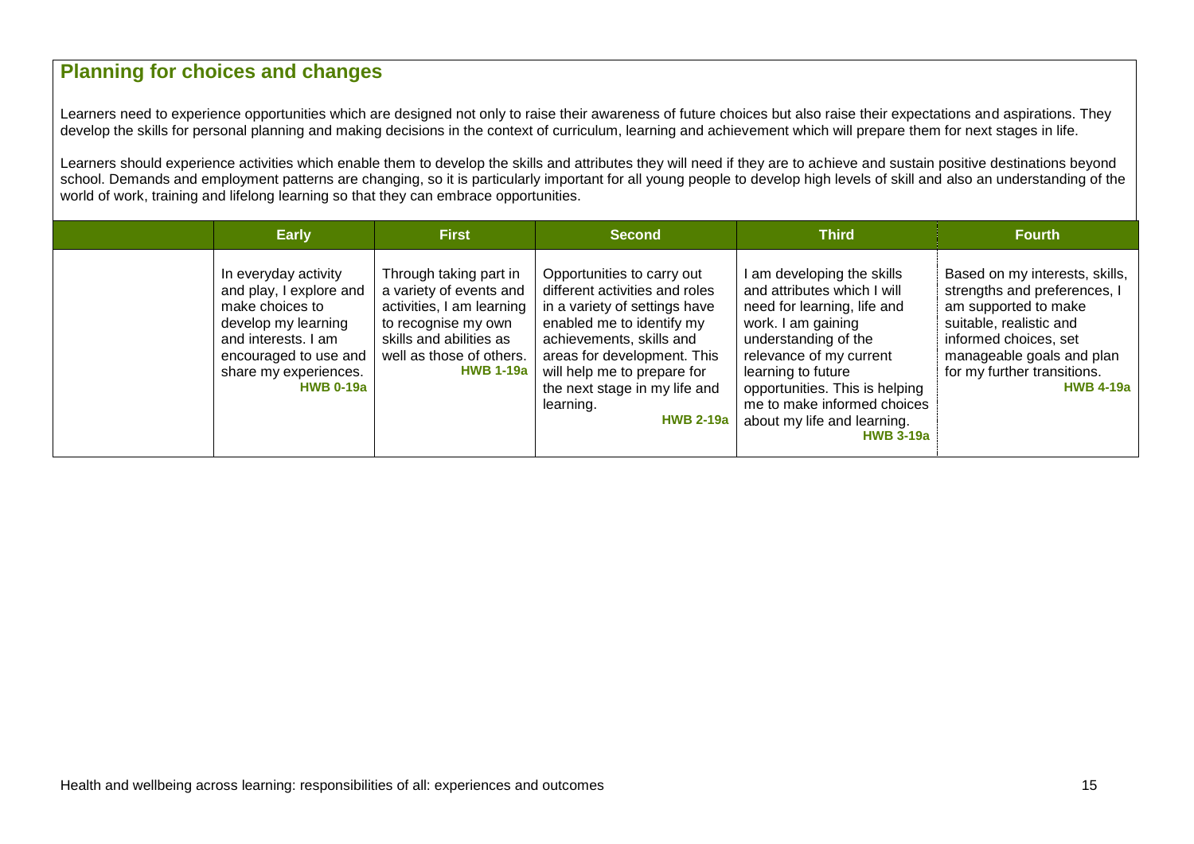## Planning for choices and changes

Learners need to experience opportunities which are designed not only to raise their awareness of future choices but also raise their expectations and aspirations. They develop the skills for personal planning and making decisions in the context of curriculum, learning and achievement which will prepare them for next stages in life.

Learners should experience activities which enable them to develop the skills and attributes they will need if they are to achieve and sustain positive destinations beyond school. Demands and employment patterns are changing, so it is particularly important for all young people to develop high levels of skill and also an understanding of the world of work, training and lifelong learning so that they can embrace opportunities.

| | Early | First | Second | Third | Fourth |
|---|---|---|---|---|---|
| | In everyday activity and play, I explore and make choices to develop my learning and interests. I am encouraged to use and share my experiences. **HWB 0-19a** | Through taking part in a variety of events and activities, I am learning to recognise my own skills and abilities as well as those of others. **HWB 1-19a** | Opportunities to carry out different activities and roles in a variety of settings have enabled me to identify my achievements, skills and areas for development. This will help me to prepare for the next stage in my life and learning. **HWB 2-19a** | I am developing the skills and attributes which I will need for learning, life and work. I am gaining understanding of the relevance of my current learning to future opportunities. This is helping me to make informed choices about my life and learning. **HWB 3-19a** | Based on my interests, skills, strengths and preferences, I am supported to make suitable, realistic and informed choices, set manageable goals and plan for my further transitions. **HWB 4-19a** |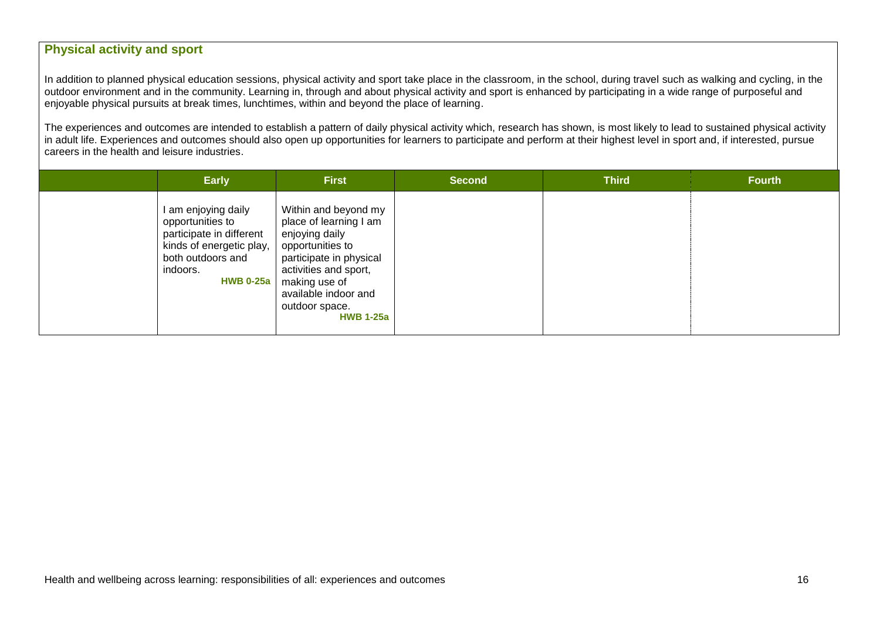## Physical activity and sport

In addition to planned physical education sessions, physical activity and sport take place in the classroom, in the school, during travel such as walking and cycling, in the outdoor environment and in the community. Learning in, through and about physical activity and sport is enhanced by participating in a wide range of purposeful and enjoyable physical pursuits at break times, lunchtimes, within and beyond the place of learning.

The experiences and outcomes are intended to establish a pattern of daily physical activity which, research has shown, is most likely to lead to sustained physical activity in adult life. Experiences and outcomes should also open up opportunities for learners to participate and perform at their highest level in sport and, if interested, pursue careers in the health and leisure industries.

| | Early | First | Second | Third | Fourth |
|---|---|---|---|---|---|
| | I am enjoying daily opportunities to participate in different kinds of energetic play, both outdoors and indoors. **HWB 0-25a** | Within and beyond my place of learning I am enjoying daily opportunities to participate in physical activities and sport, making use of available indoor and outdoor space. **HWB 1-25a** | | | |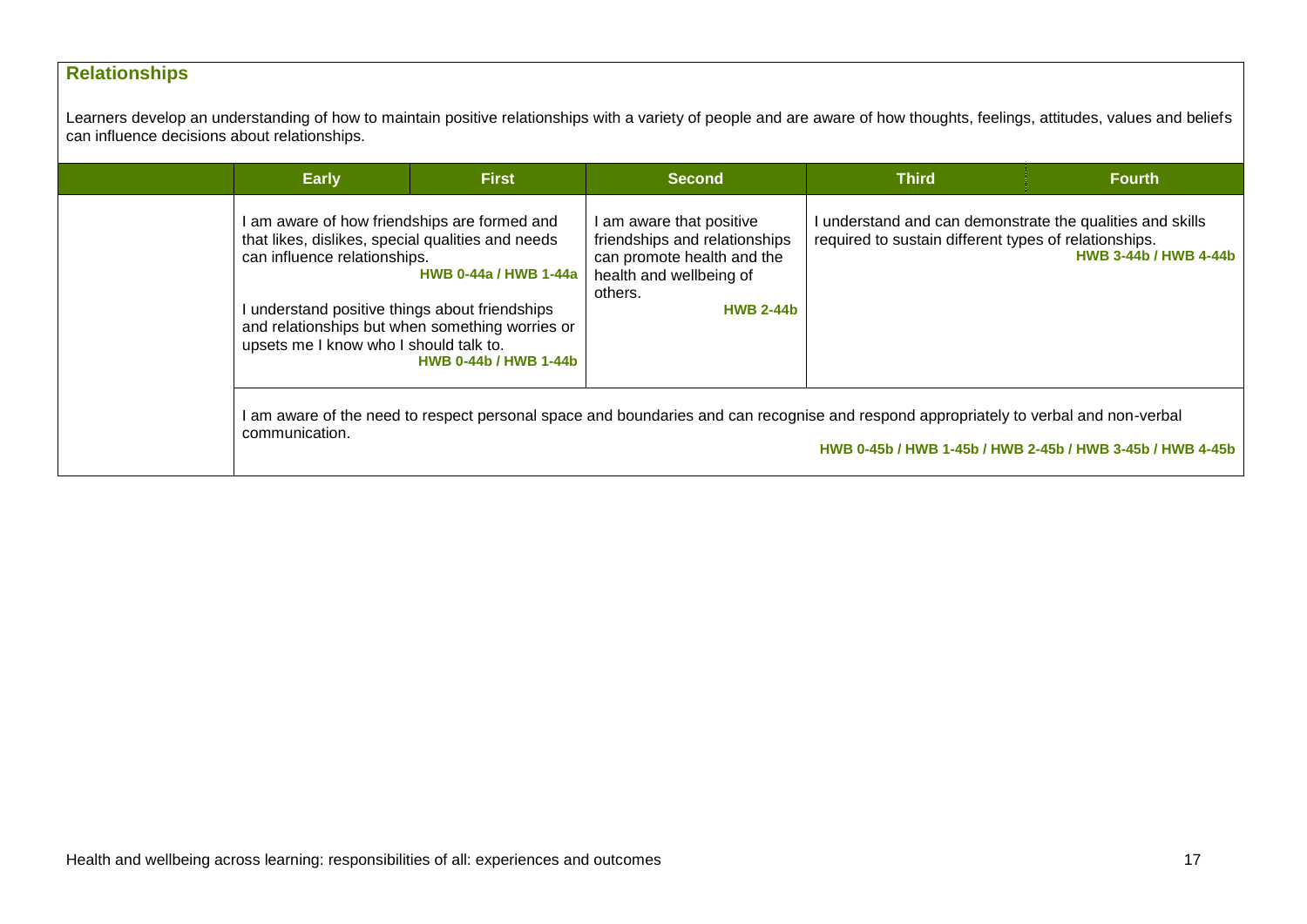## Relationships

Learners develop an understanding of how to maintain positive relationships with a variety of people and are aware of how thoughts, feelings, attitudes, values and beliefs can influence decisions about relationships.

| | Early | First | Second | Third | Fourth |
|---|---|---|---|---|---|
| | I am aware of how friendships are formed and that likes, dislikes, special qualities and needs can influence relationships. **HWB 0-44a / HWB 1-44a**<br><br>I understand positive things about friendships and relationships but when something worries or upsets me I know who I should talk to. **HWB 0-44b / HWB 1-44b** | | I am aware that positive friendships and relationships can promote health and the health and wellbeing of others. **HWB 2-44b** | I understand and can demonstrate the qualities and skills required to sustain different types of relationships. **HWB 3-44b / HWB 4-44b** | |
| | I am aware of the need to respect personal space and boundaries and can recognise and respond appropriately to verbal and non-verbal communication. **HWB 0-45b / HWB 1-45b / HWB 2-45b / HWB 3-45b / HWB 4-45b** | | | | |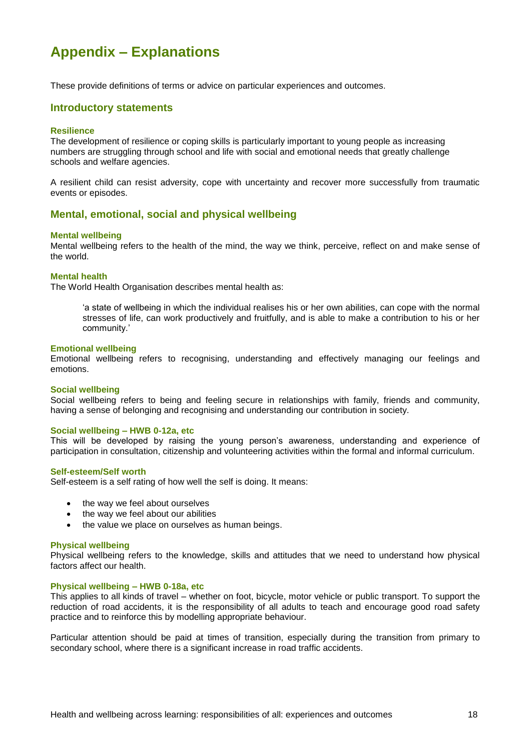# Appendix – Explanations

These provide definitions of terms or advice on particular experiences and outcomes.

## Introductory statements

### Resilience

The development of resilience or coping skills is particularly important to young people as increasing numbers are struggling through school and life with social and emotional needs that greatly challenge schools and welfare agencies.

A resilient child can resist adversity, cope with uncertainty and recover more successfully from traumatic events or episodes.

## Mental, emotional, social and physical wellbeing

### Mental wellbeing

Mental wellbeing refers to the health of the mind, the way we think, perceive, reflect on and make sense of the world.

### Mental health

The World Health Organisation describes mental health as:

> 'a state of wellbeing in which the individual realises his or her own abilities, can cope with the normal stresses of life, can work productively and fruitfully, and is able to make a contribution to his or her community.'

### Emotional wellbeing

Emotional wellbeing refers to recognising, understanding and effectively managing our feelings and emotions.

### Social wellbeing

Social wellbeing refers to being and feeling secure in relationships with family, friends and community, having a sense of belonging and recognising and understanding our contribution in society.

### Social wellbeing – HWB 0-12a, etc

This will be developed by raising the young person's awareness, understanding and experience of participation in consultation, citizenship and volunteering activities within the formal and informal curriculum.

### Self-esteem/Self worth

Self-esteem is a self rating of how well the self is doing. It means:

- the way we feel about ourselves
- the way we feel about our abilities
- the value we place on ourselves as human beings.

### Physical wellbeing

Physical wellbeing refers to the knowledge, skills and attitudes that we need to understand how physical factors affect our health.

### Physical wellbeing – HWB 0-18a, etc

This applies to all kinds of travel – whether on foot, bicycle, motor vehicle or public transport. To support the reduction of road accidents, it is the responsibility of all adults to teach and encourage good road safety practice and to reinforce this by modelling appropriate behaviour.

Particular attention should be paid at times of transition, especially during the transition from primary to secondary school, where there is a significant increase in road traffic accidents.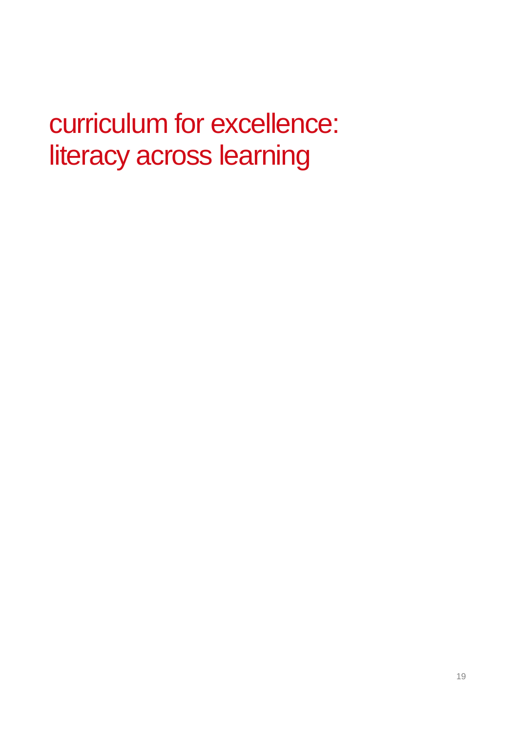# curriculum for excellence: literacy across learning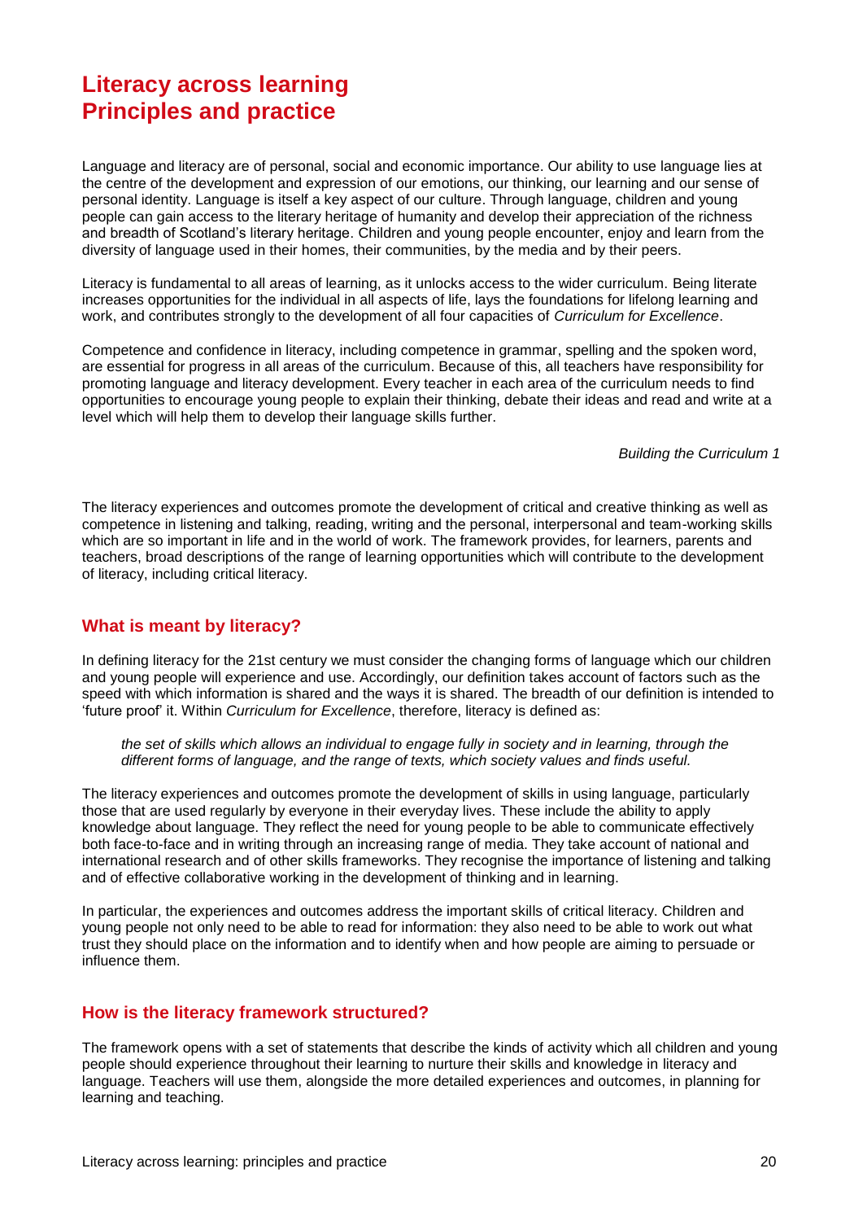# Literacy across learning
# Principles and practice

Language and literacy are of personal, social and economic importance. Our ability to use language lies at the centre of the development and expression of our emotions, our thinking, our learning and our sense of personal identity. Language is itself a key aspect of our culture. Through language, children and young people can gain access to the literary heritage of humanity and develop their appreciation of the richness and breadth of Scotland's literary heritage. Children and young people encounter, enjoy and learn from the diversity of language used in their homes, their communities, by the media and by their peers.

Literacy is fundamental to all areas of learning, as it unlocks access to the wider curriculum. Being literate increases opportunities for the individual in all aspects of life, lays the foundations for lifelong learning and work, and contributes strongly to the development of all four capacities of *Curriculum for Excellence*.

Competence and confidence in literacy, including competence in grammar, spelling and the spoken word, are essential for progress in all areas of the curriculum. Because of this, all teachers have responsibility for promoting language and literacy development. Every teacher in each area of the curriculum needs to find opportunities to encourage young people to explain their thinking, debate their ideas and read and write at a level which will help them to develop their language skills further.

*Building the Curriculum 1*

The literacy experiences and outcomes promote the development of critical and creative thinking as well as competence in listening and talking, reading, writing and the personal, interpersonal and team-working skills which are so important in life and in the world of work. The framework provides, for learners, parents and teachers, broad descriptions of the range of learning opportunities which will contribute to the development of literacy, including critical literacy.

## What is meant by literacy?

In defining literacy for the 21st century we must consider the changing forms of language which our children and young people will experience and use. Accordingly, our definition takes account of factors such as the speed with which information is shared and the ways it is shared. The breadth of our definition is intended to 'future proof' it. Within *Curriculum for Excellence*, therefore, literacy is defined as:

> *the set of skills which allows an individual to engage fully in society and in learning, through the different forms of language, and the range of texts, which society values and finds useful.*

The literacy experiences and outcomes promote the development of skills in using language, particularly those that are used regularly by everyone in their everyday lives. These include the ability to apply knowledge about language. They reflect the need for young people to be able to communicate effectively both face-to-face and in writing through an increasing range of media. They take account of national and international research and of other skills frameworks. They recognise the importance of listening and talking and of effective collaborative working in the development of thinking and in learning.

In particular, the experiences and outcomes address the important skills of critical literacy. Children and young people not only need to be able to read for information: they also need to be able to work out what trust they should place on the information and to identify when and how people are aiming to persuade or influence them.

## How is the literacy framework structured?

The framework opens with a set of statements that describe the kinds of activity which all children and young people should experience throughout their learning to nurture their skills and knowledge in literacy and language. Teachers will use them, alongside the more detailed experiences and outcomes, in planning for learning and teaching.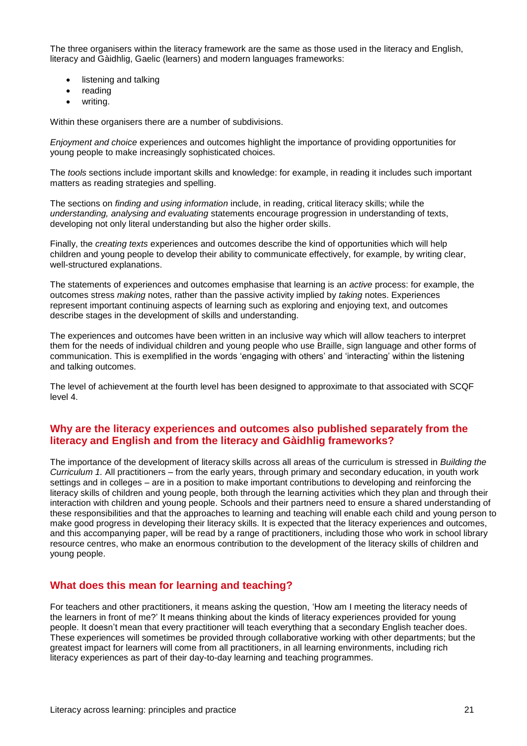The three organisers within the literacy framework are the same as those used in the literacy and English, literacy and Gàidhlig, Gaelic (learners) and modern languages frameworks:

- listening and talking
- reading
- writing.

Within these organisers there are a number of subdivisions.

*Enjoyment and choice* experiences and outcomes highlight the importance of providing opportunities for young people to make increasingly sophisticated choices.

The *tools* sections include important skills and knowledge: for example, in reading it includes such important matters as reading strategies and spelling.

The sections on *finding and using information* include, in reading, critical literacy skills; while the *understanding, analysing and evaluating* statements encourage progression in understanding of texts, developing not only literal understanding but also the higher order skills.

Finally, the *creating texts* experiences and outcomes describe the kind of opportunities which will help children and young people to develop their ability to communicate effectively, for example, by writing clear, well-structured explanations.

The statements of experiences and outcomes emphasise that learning is an *active* process: for example, the outcomes stress *making* notes, rather than the passive activity implied by *taking* notes. Experiences represent important continuing aspects of learning such as exploring and enjoying text, and outcomes describe stages in the development of skills and understanding.

The experiences and outcomes have been written in an inclusive way which will allow teachers to interpret them for the needs of individual children and young people who use Braille, sign language and other forms of communication. This is exemplified in the words 'engaging with others' and 'interacting' within the listening and talking outcomes.

The level of achievement at the fourth level has been designed to approximate to that associated with SCQF level 4.

## Why are the literacy experiences and outcomes also published separately from the literacy and English and from the literacy and Gàidhlig frameworks?

The importance of the development of literacy skills across all areas of the curriculum is stressed in *Building the Curriculum 1.* All practitioners – from the early years, through primary and secondary education, in youth work settings and in colleges – are in a position to make important contributions to developing and reinforcing the literacy skills of children and young people, both through the learning activities which they plan and through their interaction with children and young people. Schools and their partners need to ensure a shared understanding of these responsibilities and that the approaches to learning and teaching will enable each child and young person to make good progress in developing their literacy skills. It is expected that the literacy experiences and outcomes, and this accompanying paper, will be read by a range of practitioners, including those who work in school library resource centres, who make an enormous contribution to the development of the literacy skills of children and young people.

## What does this mean for learning and teaching?

For teachers and other practitioners, it means asking the question, 'How am I meeting the literacy needs of the learners in front of me?' It means thinking about the kinds of literacy experiences provided for young people. It doesn't mean that every practitioner will teach everything that a secondary English teacher does. These experiences will sometimes be provided through collaborative working with other departments; but the greatest impact for learners will come from all practitioners, in all learning environments, including rich literacy experiences as part of their day-to-day learning and teaching programmes.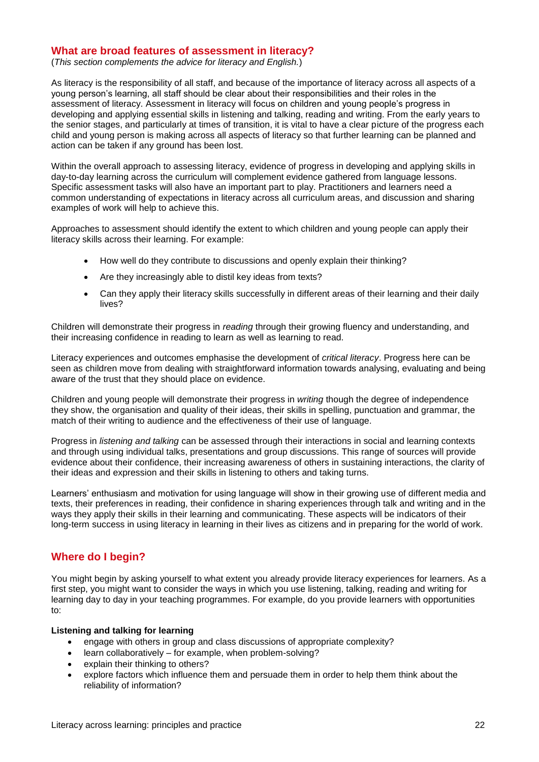## What are broad features of assessment in literacy?

(*This section complements the advice for literacy and English.*)

As literacy is the responsibility of all staff, and because of the importance of literacy across all aspects of a young person's learning, all staff should be clear about their responsibilities and their roles in the assessment of literacy. Assessment in literacy will focus on children and young people's progress in developing and applying essential skills in listening and talking, reading and writing. From the early years to the senior stages, and particularly at times of transition, it is vital to have a clear picture of the progress each child and young person is making across all aspects of literacy so that further learning can be planned and action can be taken if any ground has been lost.

Within the overall approach to assessing literacy, evidence of progress in developing and applying skills in day-to-day learning across the curriculum will complement evidence gathered from language lessons. Specific assessment tasks will also have an important part to play. Practitioners and learners need a common understanding of expectations in literacy across all curriculum areas, and discussion and sharing examples of work will help to achieve this.

Approaches to assessment should identify the extent to which children and young people can apply their literacy skills across their learning. For example:

- How well do they contribute to discussions and openly explain their thinking?
- Are they increasingly able to distil key ideas from texts?
- Can they apply their literacy skills successfully in different areas of their learning and their daily lives?

Children will demonstrate their progress in *reading* through their growing fluency and understanding, and their increasing confidence in reading to learn as well as learning to read.

Literacy experiences and outcomes emphasise the development of *critical literacy*. Progress here can be seen as children move from dealing with straightforward information towards analysing, evaluating and being aware of the trust that they should place on evidence.

Children and young people will demonstrate their progress in *writing* though the degree of independence they show, the organisation and quality of their ideas, their skills in spelling, punctuation and grammar, the match of their writing to audience and the effectiveness of their use of language.

Progress in *listening and talking* can be assessed through their interactions in social and learning contexts and through using individual talks, presentations and group discussions. This range of sources will provide evidence about their confidence, their increasing awareness of others in sustaining interactions, the clarity of their ideas and expression and their skills in listening to others and taking turns.

Learners' enthusiasm and motivation for using language will show in their growing use of different media and texts, their preferences in reading, their confidence in sharing experiences through talk and writing and in the ways they apply their skills in their learning and communicating. These aspects will be indicators of their long-term success in using literacy in learning in their lives as citizens and in preparing for the world of work.

## Where do I begin?

You might begin by asking yourself to what extent you already provide literacy experiences for learners. As a first step, you might want to consider the ways in which you use listening, talking, reading and writing for learning day to day in your teaching programmes. For example, do you provide learners with opportunities to:

**Listening and talking for learning**

- engage with others in group and class discussions of appropriate complexity?
- learn collaboratively – for example, when problem-solving?
- explain their thinking to others?
- explore factors which influence them and persuade them in order to help them think about the reliability of information?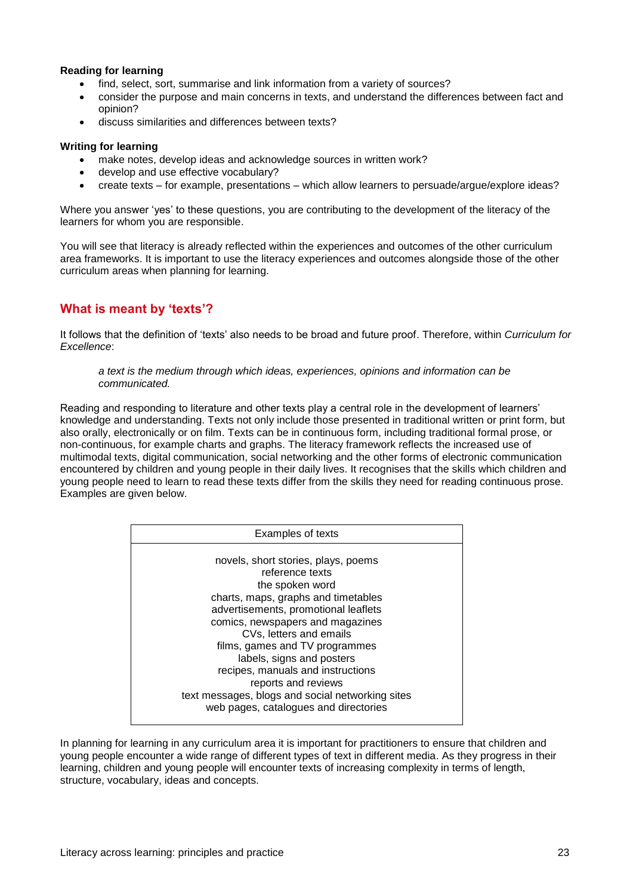**Reading for learning**

- find, select, sort, summarise and link information from a variety of sources?
- consider the purpose and main concerns in texts, and understand the differences between fact and opinion?
- discuss similarities and differences between texts?

**Writing for learning**

- make notes, develop ideas and acknowledge sources in written work?
- develop and use effective vocabulary?
- create texts – for example, presentations – which allow learners to persuade/argue/explore ideas?

Where you answer 'yes' to these questions, you are contributing to the development of the literacy of the learners for whom you are responsible.

You will see that literacy is already reflected within the experiences and outcomes of the other curriculum area frameworks. It is important to use the literacy experiences and outcomes alongside those of the other curriculum areas when planning for learning.

## What is meant by 'texts'?

It follows that the definition of 'texts' also needs to be broad and future proof. Therefore, within *Curriculum for Excellence*:

> *a text is the medium through which ideas, experiences, opinions and information can be communicated.*

Reading and responding to literature and other texts play a central role in the development of learners' knowledge and understanding. Texts not only include those presented in traditional written or print form, but also orally, electronically or on film. Texts can be in continuous form, including traditional formal prose, or non-continuous, for example charts and graphs. The literacy framework reflects the increased use of multimodal texts, digital communication, social networking and the other forms of electronic communication encountered by children and young people in their daily lives. It recognises that the skills which children and young people need to learn to read these texts differ from the skills they need for reading continuous prose. Examples are given below.

| Examples of texts |
| --- |
| novels, short stories, plays, poems<br>reference texts<br>the spoken word<br>charts, maps, graphs and timetables<br>advertisements, promotional leaflets<br>comics, newspapers and magazines<br>CVs, letters and emails<br>films, games and TV programmes<br>labels, signs and posters<br>recipes, manuals and instructions<br>reports and reviews<br>text messages, blogs and social networking sites<br>web pages, catalogues and directories |

In planning for learning in any curriculum area it is important for practitioners to ensure that children and young people encounter a wide range of different types of text in different media. As they progress in their learning, children and young people will encounter texts of increasing complexity in terms of length, structure, vocabulary, ideas and concepts.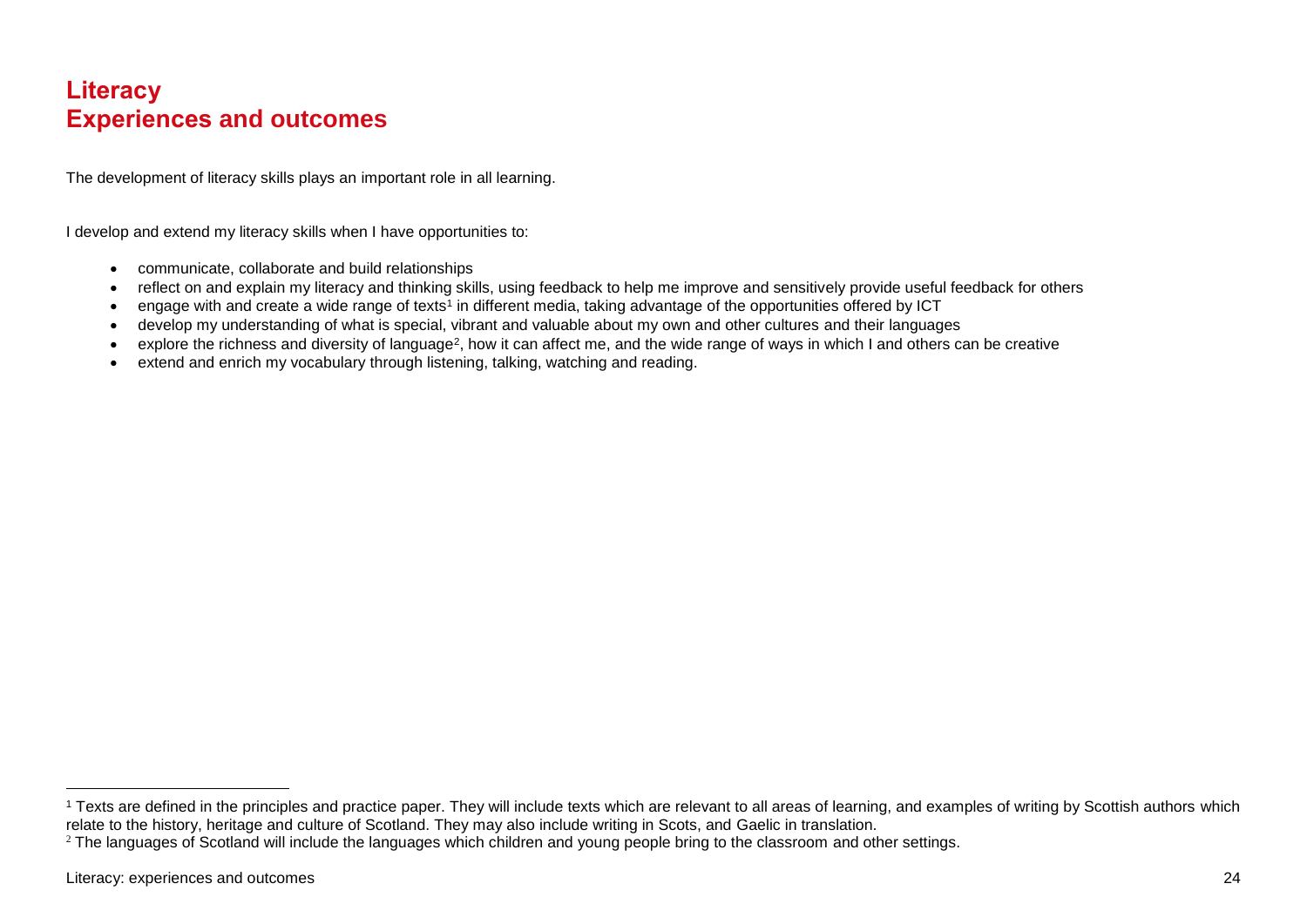# Literacy
# Experiences and outcomes

The development of literacy skills plays an important role in all learning.

I develop and extend my literacy skills when I have opportunities to:

- communicate, collaborate and build relationships
- reflect on and explain my literacy and thinking skills, using feedback to help me improve and sensitively provide useful feedback for others
- engage with and create a wide range of texts[1] in different media, taking advantage of the opportunities offered by ICT
- develop my understanding of what is special, vibrant and valuable about my own and other cultures and their languages
- explore the richness and diversity of language[2], how it can affect me, and the wide range of ways in which I and others can be creative
- extend and enrich my vocabulary through listening, talking, watching and reading.

---

[1] Texts are defined in the principles and practice paper. They will include texts which are relevant to all areas of learning, and examples of writing by Scottish authors which relate to the history, heritage and culture of Scotland. They may also include writing in Scots, and Gaelic in translation.

[2] The languages of Scotland will include the languages which children and young people bring to the classroom and other settings.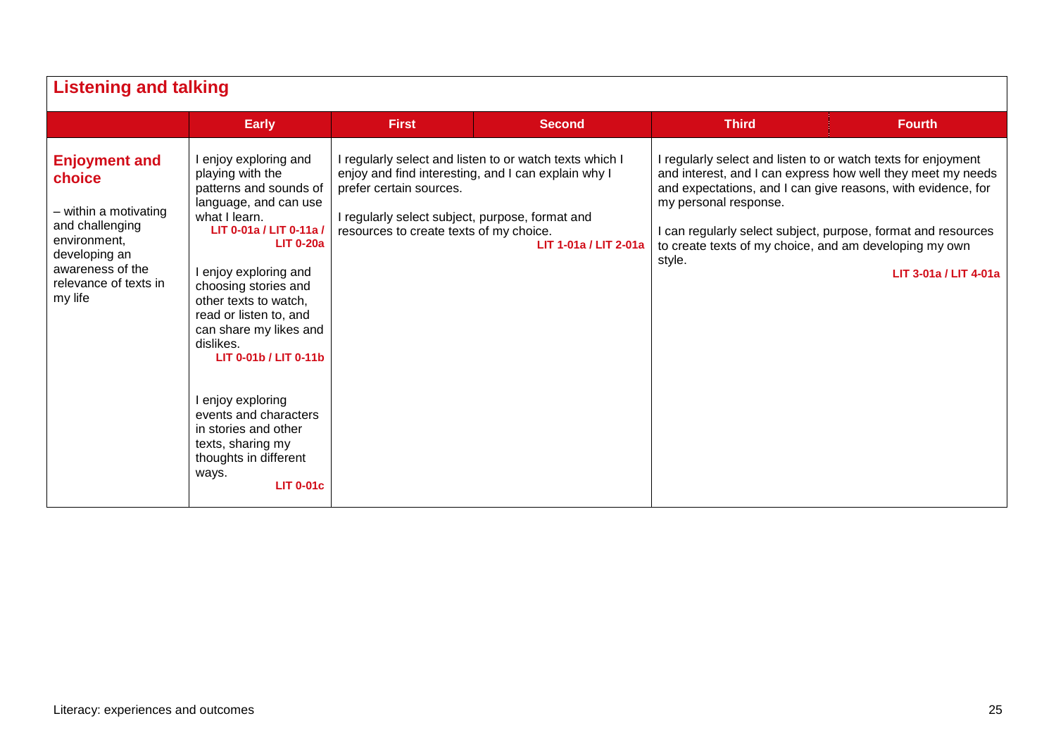## Listening and talking

| | Early | First | Second | Third | Fourth |
|---|---|---|---|---|---|
| **Enjoyment and choice**<br><br>– within a motivating and challenging environment, developing an awareness of the relevance of texts in my life | I enjoy exploring and playing with the patterns and sounds of language, and can use what I learn.<br>**LIT 0-01a / LIT 0-11a / LIT 0-20a**<br><br>I enjoy exploring and choosing stories and other texts to watch, read or listen to, and can share my likes and dislikes.<br>**LIT 0-01b / LIT 0-11b**<br><br>I enjoy exploring events and characters in stories and other texts, sharing my thoughts in different ways.<br>**LIT 0-01c** | I regularly select and listen to or watch texts which I enjoy and find interesting, and I can explain why I prefer certain sources.<br><br>I regularly select subject, purpose, format and resources to create texts of my choice.<br>**LIT 1-01a / LIT 2-01a** | | I regularly select and listen to or watch texts for enjoyment and interest, and I can express how well they meet my needs and expectations, and I can give reasons, with evidence, for my personal response.<br><br>I can regularly select subject, purpose, format and resources to create texts of my choice, and am developing my own style.<br>**LIT 3-01a / LIT 4-01a** | |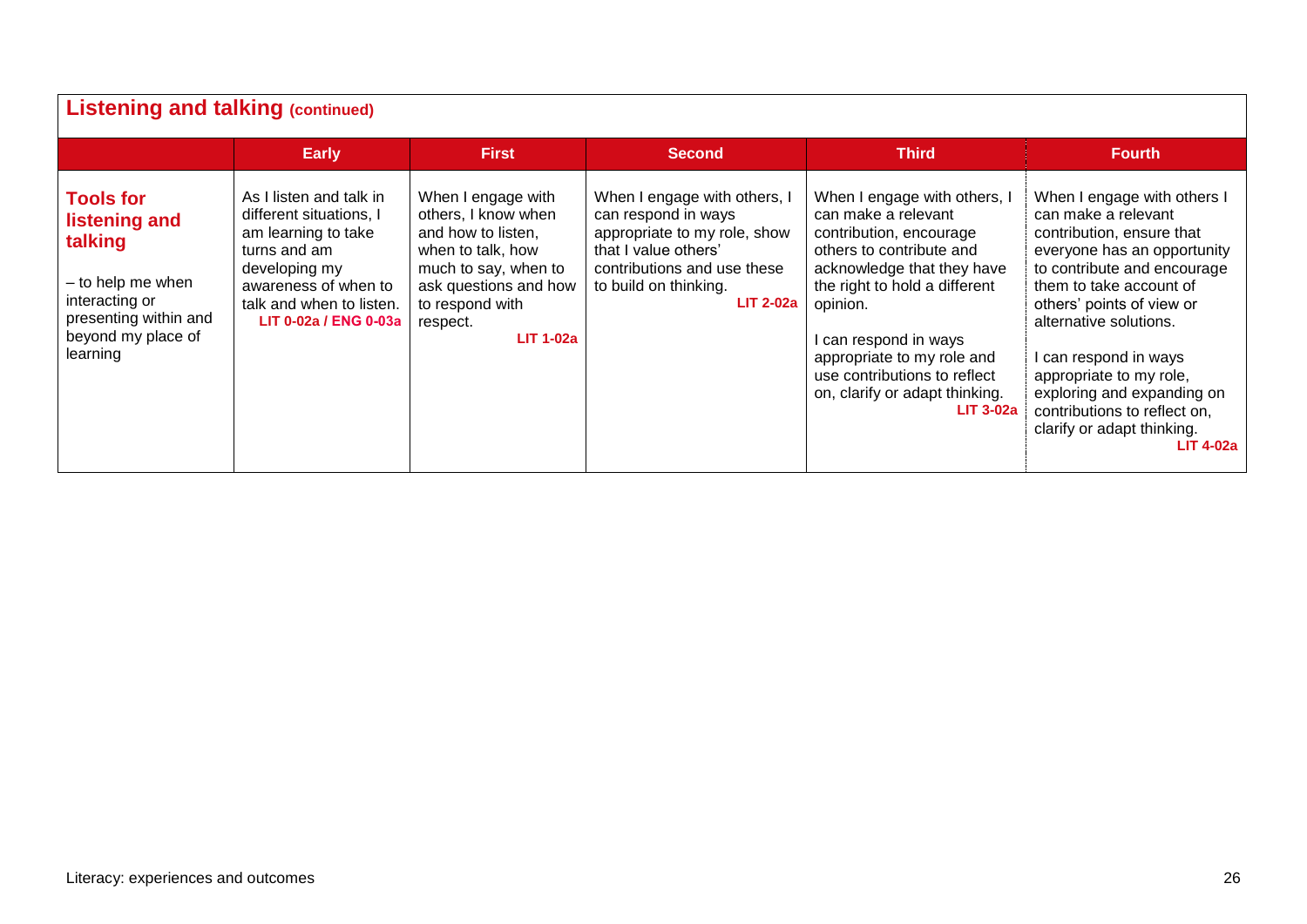## Listening and talking (continued)

| | Early | First | Second | Third | Fourth |
|---|---|---|---|---|---|
| **Tools for listening and talking**<br><br>– to help me when interacting or presenting within and beyond my place of learning | As I listen and talk in different situations, I am learning to take turns and am developing my awareness of when to talk and when to listen.<br>**LIT 0-02a / ENG 0-03a** | When I engage with others, I know when and how to listen, when to talk, how much to say, when to ask questions and how to respond with respect.<br>**LIT 1-02a** | When I engage with others, I can respond in ways appropriate to my role, show that I value others' contributions and use these to build on thinking.<br>**LIT 2-02a** | When I engage with others, I can make a relevant contribution, encourage others to contribute and acknowledge that they have the right to hold a different opinion.<br><br>I can respond in ways appropriate to my role and use contributions to reflect on, clarify or adapt thinking.<br>**LIT 3-02a** | When I engage with others I can make a relevant contribution, ensure that everyone has an opportunity to contribute and encourage them to take account of others' points of view or alternative solutions.<br><br>I can respond in ways appropriate to my role, exploring and expanding on contributions to reflect on, clarify or adapt thinking.<br>**LIT 4-02a** |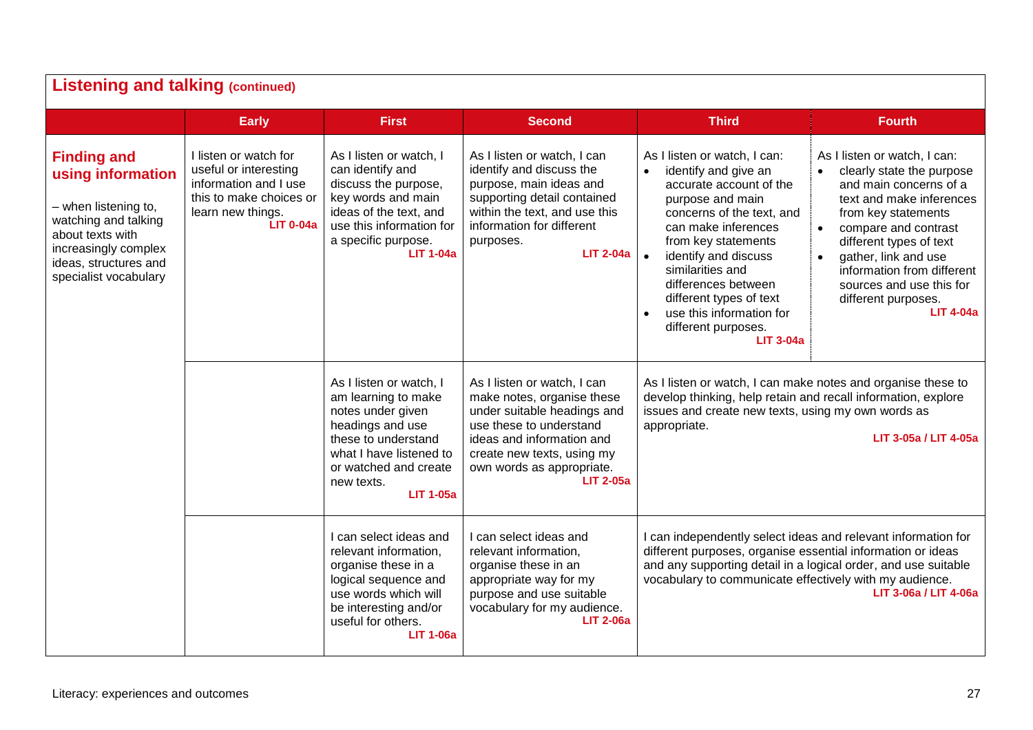## Listening and talking (continued)

| | Early | First | Second | Third | Fourth |
|---|---|---|---|---|---|
| **Finding and using information**<br><br>– when listening to, watching and talking about texts with increasingly complex ideas, structures and specialist vocabulary | I listen or watch for useful or interesting information and I use this to make choices or learn new things.<br>**LIT 0-04a** | As I listen or watch, I can identify and discuss the purpose, key words and main ideas of the text, and use this information for a specific purpose.<br>**LIT 1-04a** | As I listen or watch, I can identify and discuss the purpose, main ideas and supporting detail contained within the text, and use this information for different purposes.<br>**LIT 2-04a** | As I listen or watch, I can:<br>• identify and give an accurate account of the purpose and main concerns of the text, and can make inferences from key statements<br>• identify and discuss similarities and differences between different types of text<br>• use this information for different purposes.<br>**LIT 3-04a** | As I listen or watch, I can:<br>• clearly state the purpose and main concerns of a text and make inferences from key statements<br>• compare and contrast different types of text<br>• gather, link and use information from different sources and use this for different purposes.<br>**LIT 4-04a** |
| | | As I listen or watch, I am learning to make notes under given headings and use these to understand what I have listened to or watched and create new texts.<br>**LIT 1-05a** | As I listen or watch, I can make notes, organise these under suitable headings and use these to understand ideas and information and create new texts, using my own words as appropriate.<br>**LIT 2-05a** | As I listen or watch, I can make notes and organise these to develop thinking, help retain and recall information, explore issues and create new texts, using my own words as appropriate.<br>**LIT 3-05a / LIT 4-05a** | |
| | | I can select ideas and relevant information, organise these in a logical sequence and use words which will be interesting and/or useful for others.<br>**LIT 1-06a** | I can select ideas and relevant information, organise these in an appropriate way for my purpose and use suitable vocabulary for my audience.<br>**LIT 2-06a** | I can independently select ideas and relevant information for different purposes, organise essential information or ideas and any supporting detail in a logical order, and use suitable vocabulary to communicate effectively with my audience.<br>**LIT 3-06a / LIT 4-06a** | |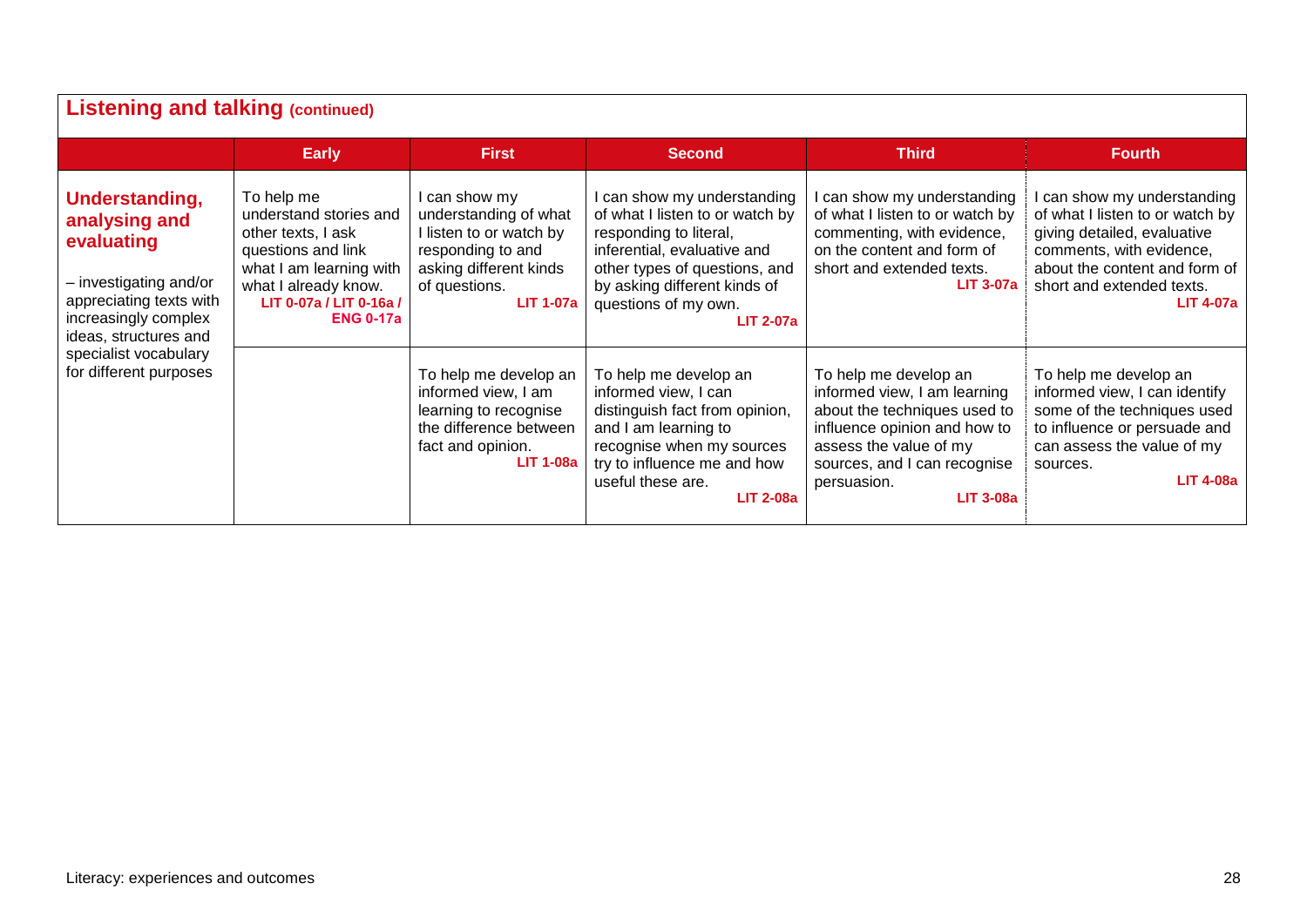## Listening and talking (continued)

| | Early | First | Second | Third | Fourth |
|---|---|---|---|---|---|
| **Understanding, analysing and evaluating** – investigating and/or appreciating texts with increasingly complex ideas, structures and specialist vocabulary for different purposes | To help me understand stories and other texts, I ask questions and link what I am learning with what I already know. **LIT 0-07a / LIT 0-16a / ENG 0-17a** | I can show my understanding of what I listen to or watch by responding to and asking different kinds of questions. **LIT 1-07a** | I can show my understanding of what I listen to or watch by responding to literal, inferential, evaluative and other types of questions, and by asking different kinds of questions of my own. **LIT 2-07a** | I can show my understanding of what I listen to or watch by commenting, with evidence, on the content and form of short and extended texts. **LIT 3-07a** | I can show my understanding of what I listen to or watch by giving detailed, evaluative comments, with evidence, about the content and form of short and extended texts. **LIT 4-07a** |
| | | To help me develop an informed view, I am learning to recognise the difference between fact and opinion. **LIT 1-08a** | To help me develop an informed view, I can distinguish fact from opinion, and I am learning to recognise when my sources try to influence me and how useful these are. **LIT 2-08a** | To help me develop an informed view, I am learning about the techniques used to influence opinion and how to assess the value of my sources, and I can recognise persuasion. **LIT 3-08a** | To help me develop an informed view, I can identify some of the techniques used to influence or persuade and can assess the value of my sources. **LIT 4-08a** |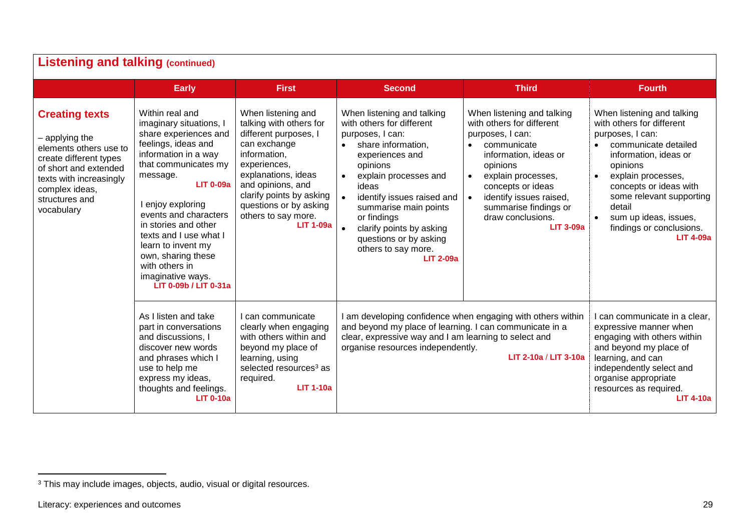## Listening and talking (continued)

| | Early | First | Second | Third | Fourth |
|---|---|---|---|---|---|
| **Creating texts**<br><br>– applying the elements others use to create different types of short and extended texts with increasingly complex ideas, structures and vocabulary | Within real and imaginary situations, I share experiences and feelings, ideas and information in a way that communicates my message.<br>**LIT 0-09a**<br><br>I enjoy exploring events and characters in stories and other texts and I use what I learn to invent my own, sharing these with others in imaginative ways.<br>**LIT 0-09b / LIT 0-31a** | When listening and talking with others for different purposes, I can exchange information, experiences, explanations, ideas and opinions, and clarify points by asking questions or by asking others to say more.<br>**LIT 1-09a** | When listening and talking with others for different purposes, I can:<br>• share information, experiences and opinions<br>• explain processes and ideas<br>• identify issues raised and summarise main points or findings<br>• clarify points by asking questions or by asking others to say more.<br>**LIT 2-09a** | When listening and talking with others for different purposes, I can:<br>• communicate information, ideas or opinions<br>• explain processes, concepts or ideas<br>• identify issues raised, summarise findings or draw conclusions.<br>**LIT 3-09a** | When listening and talking with others for different purposes, I can:<br>• communicate detailed information, ideas or opinions<br>• explain processes, concepts or ideas with some relevant supporting detail<br>• sum up ideas, issues, findings or conclusions.<br>**LIT 4-09a** |
| | As I listen and take part in conversations and discussions, I discover new words and phrases which I use to help me express my ideas, thoughts and feelings.<br>**LIT 0-10a** | I can communicate clearly when engaging with others within and beyond my place of learning, using selected resources[3] as required.<br>**LIT 1-10a** | I am developing confidence when engaging with others within and beyond my place of learning. I can communicate in a clear, expressive way and I am learning to select and organise resources independently.<br>**LIT 2-10a / LIT 3-10a** | | I can communicate in a clear, expressive manner when engaging with others within and beyond my place of learning, and can independently select and organise appropriate resources as required.<br>**LIT 4-10a** |

[3] This may include images, objects, audio, visual or digital resources.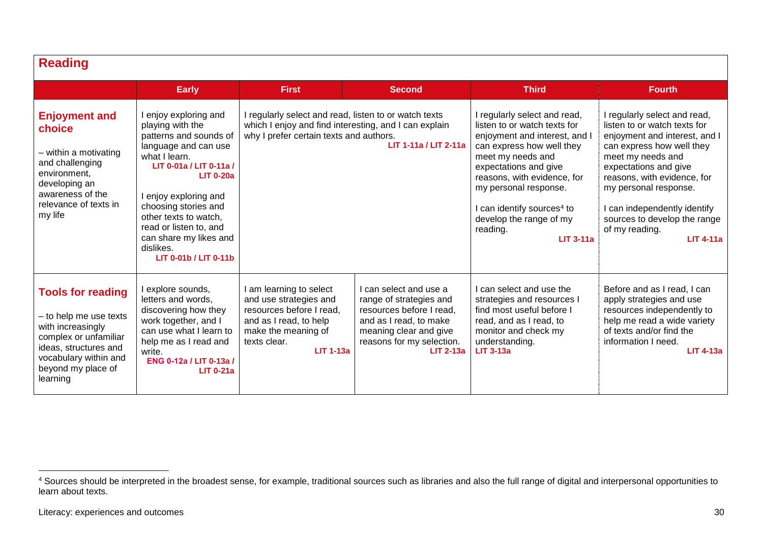## Reading

| | Early | First | Second | Third | Fourth |
|---|---|---|---|---|---|
| **Enjoyment and choice**<br><br>– within a motivating and challenging environment, developing an awareness of the relevance of texts in my life | I enjoy exploring and playing with the patterns and sounds of language and can use what I learn.<br>**LIT 0-01a / LIT 0-11a / LIT 0-20a**<br><br>I enjoy exploring and choosing stories and other texts to watch, read or listen to, and can share my likes and dislikes.<br>**LIT 0-01b / LIT 0-11b** | I regularly select and read, listen to or watch texts which I enjoy and find interesting, and I can explain why I prefer certain texts and authors.<br>**LIT 1-11a / LIT 2-11a** | | I regularly select and read, listen to or watch texts for enjoyment and interest, and I can express how well they meet my needs and expectations and give reasons, with evidence, for my personal response.<br><br>I can identify sources[4] to develop the range of my reading.<br>**LIT 3-11a** | I regularly select and read, listen to or watch texts for enjoyment and interest, and I can express how well they meet my needs and expectations and give reasons, with evidence, for my personal response.<br><br>I can independently identify sources to develop the range of my reading.<br>**LIT 4-11a** |
| **Tools for reading**<br><br>– to help me use texts with increasingly complex or unfamiliar ideas, structures and vocabulary within and beyond my place of learning | I explore sounds, letters and words, discovering how they work together, and I can use what I learn to help me as I read and write.<br>**ENG 0-12a / LIT 0-13a / LIT 0-21a** | I am learning to select and use strategies and resources before I read, and as I read, to help make the meaning of texts clear.<br>**LIT 1-13a** | I can select and use a range of strategies and resources before I read, and as I read, to make meaning clear and give reasons for my selection.<br>**LIT 2-13a** | I can select and use the strategies and resources I find most useful before I read, and as I read, to monitor and check my understanding.<br>**LIT 3-13a** | Before and as I read, I can apply strategies and use resources independently to help me read a wide variety of texts and/or find the information I need.<br>**LIT 4-13a** |

[4] Sources should be interpreted in the broadest sense, for example, traditional sources such as libraries and also the full range of digital and interpersonal opportunities to learn about texts.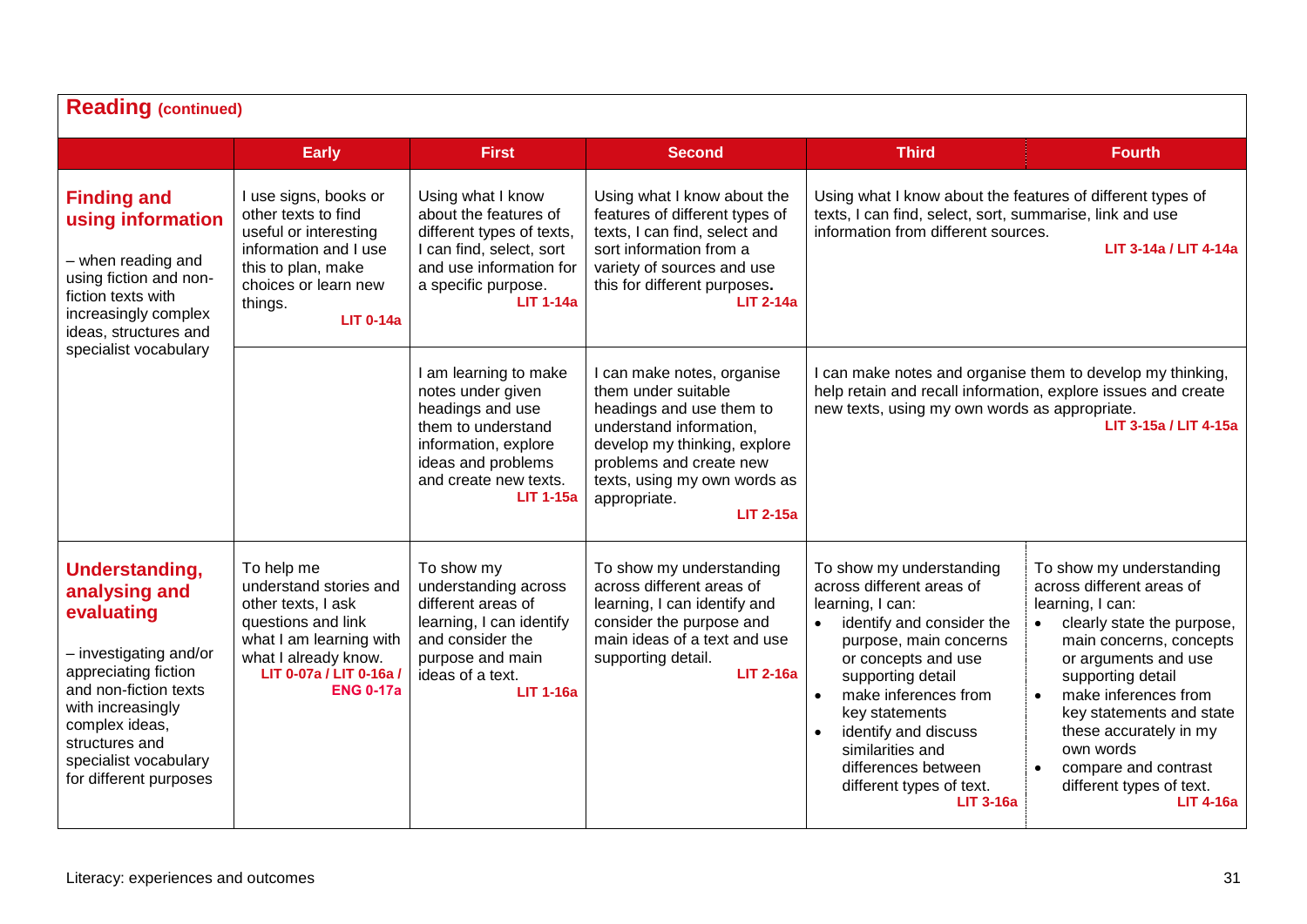## Reading (continued)

| | Early | First | Second | Third | Fourth |
|---|---|---|---|---|---|
| **Finding and using information** – when reading and using fiction and non-fiction texts with increasingly complex ideas, structures and specialist vocabulary | I use signs, books or other texts to find useful or interesting information and I use this to plan, make choices or learn new things. **LIT 0-14a** | Using what I know about the features of different types of texts, I can find, select, sort and use information for a specific purpose. **LIT 1-14a** | Using what I know about the features of different types of texts, I can find, select and sort information from a variety of sources and use this for different purposes. **LIT 2-14a** | Using what I know about the features of different types of texts, I can find, select, sort, summarise, link and use information from different sources. **LIT 3-14a / LIT 4-14a** | |
| | | I am learning to make notes under given headings and use them to understand information, explore ideas and problems and create new texts. **LIT 1-15a** | I can make notes, organise them under suitable headings and use them to understand information, develop my thinking, explore problems and create new texts, using my own words as appropriate. **LIT 2-15a** | I can make notes and organise them to develop my thinking, help retain and recall information, explore issues and create new texts, using my own words as appropriate. **LIT 3-15a / LIT 4-15a** | |
| **Understanding, analysing and evaluating** – investigating and/or appreciating fiction and non-fiction texts with increasingly complex ideas, structures and specialist vocabulary for different purposes | To help me understand stories and other texts, I ask questions and link what I am learning with what I already know. **LIT 0-07a / LIT 0-16a / ENG 0-17a** | To show my understanding across different areas of learning, I can identify and consider the purpose and main ideas of a text. **LIT 1-16a** | To show my understanding across different areas of learning, I can identify and consider the purpose and main ideas of a text and use supporting detail. **LIT 2-16a** | To show my understanding across different areas of learning, I can:<br>• identify and consider the purpose, main concerns or concepts and use supporting detail<br>• make inferences from key statements<br>• identify and discuss similarities and differences between different types of text. **LIT 3-16a** | To show my understanding across different areas of learning, I can:<br>• clearly state the purpose, main concerns, concepts or arguments and use supporting detail<br>• make inferences from key statements and state these accurately in my own words<br>• compare and contrast different types of text. **LIT 4-16a** |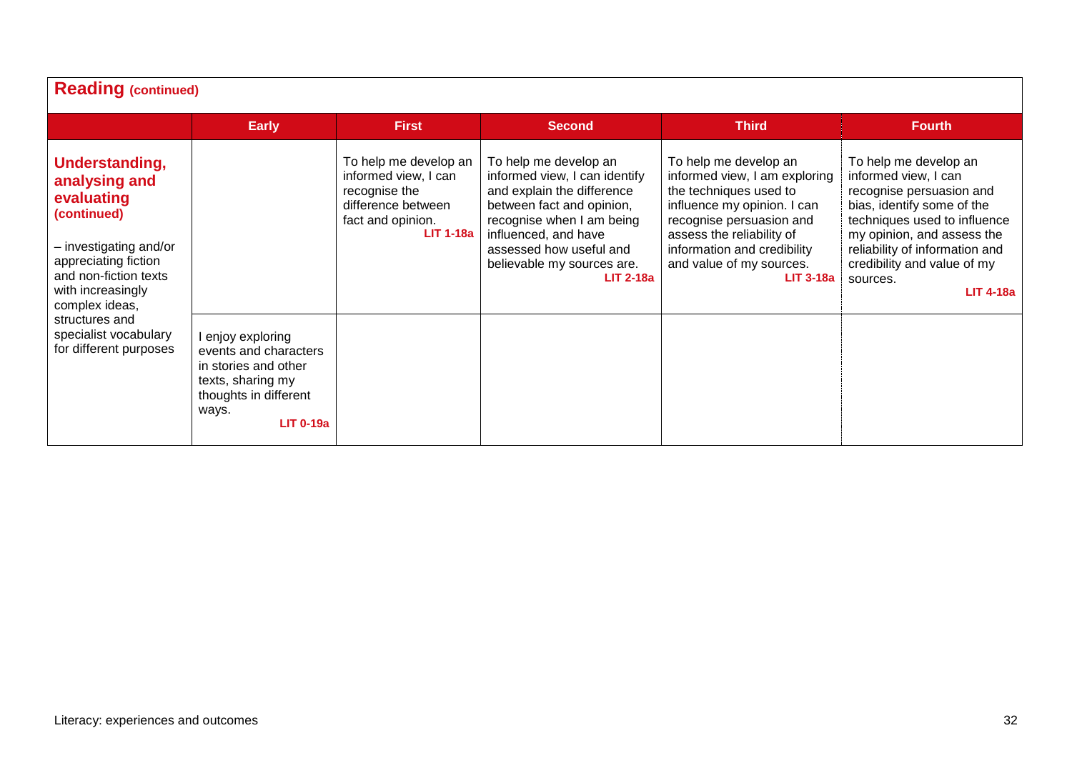## Reading (continued)

| | Early | First | Second | Third | Fourth |
|---|---|---|---|---|---|
| **Understanding, analysing and evaluating (continued)**<br><br>– investigating and/or appreciating fiction and non-fiction texts with increasingly complex ideas, structures and specialist vocabulary for different purposes | | To help me develop an informed view, I can recognise the difference between fact and opinion. **LIT 1-18a** | To help me develop an informed view, I can identify and explain the difference between fact and opinion, recognise when I am being influenced, and have assessed how useful and believable my sources are. **LIT 2-18a** | To help me develop an informed view, I am exploring the techniques used to influence my opinion. I can recognise persuasion and assess the reliability of information and credibility and value of my sources. **LIT 3-18a** | To help me develop an informed view, I can recognise persuasion and bias, identify some of the techniques used to influence my opinion, and assess the reliability of information and credibility and value of my sources. **LIT 4-18a** |
| | I enjoy exploring events and characters in stories and other texts, sharing my thoughts in different ways. **LIT 0-19a** | | | | |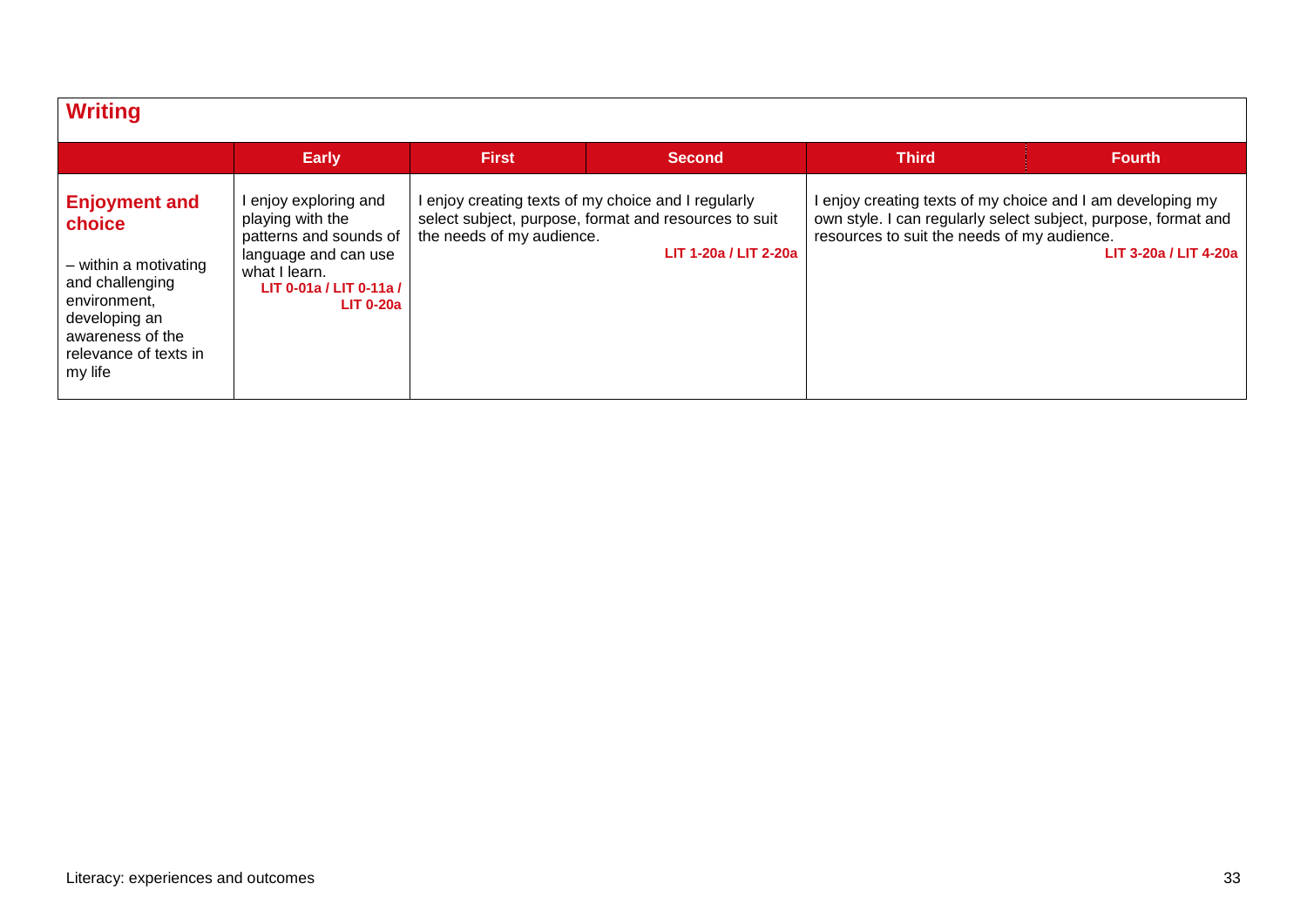## Writing

| | Early | First | Second | Third | Fourth |
|---|---|---|---|---|---|
| **Enjoyment and choice**<br><br>– within a motivating and challenging environment, developing an awareness of the relevance of texts in my life | I enjoy exploring and playing with the patterns and sounds of language and can use what I learn.<br>**LIT 0-01a / LIT 0-11a / LIT 0-20a** | I enjoy creating texts of my choice and I regularly select subject, purpose, format and resources to suit the needs of my audience.<br>**LIT 1-20a / LIT 2-20a** | | I enjoy creating texts of my choice and I am developing my own style. I can regularly select subject, purpose, format and resources to suit the needs of my audience.<br>**LIT 3-20a / LIT 4-20a** | |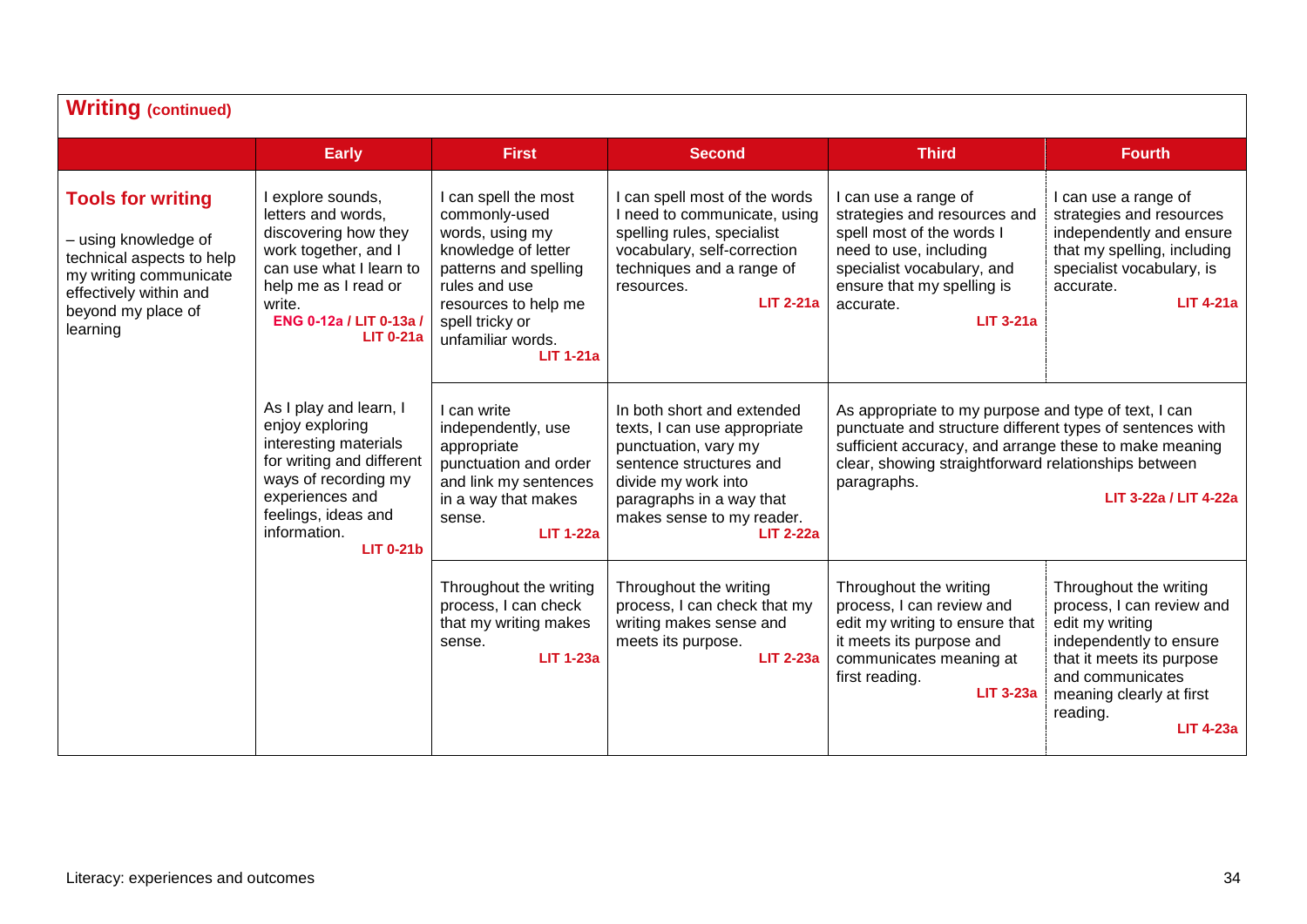## Writing (continued)

| | Early | First | Second | Third | Fourth |
|---|---|---|---|---|---|
| **Tools for writing** – using knowledge of technical aspects to help my writing communicate effectively within and beyond my place of learning | I explore sounds, letters and words, discovering how they work together, and I can use what I learn to help me as I read or write. **ENG 0-12a / LIT 0-13a / LIT 0-21a** | I can spell the most commonly-used words, using my knowledge of letter patterns and spelling rules and use resources to help me spell tricky or unfamiliar words. **LIT 1-21a** | I can spell most of the words I need to communicate, using spelling rules, specialist vocabulary, self-correction techniques and a range of resources. **LIT 2-21a** | I can use a range of strategies and resources and spell most of the words I need to use, including specialist vocabulary, and ensure that my spelling is accurate. **LIT 3-21a** | I can use a range of strategies and resources independently and ensure that my spelling, including specialist vocabulary, is accurate. **LIT 4-21a** |
| | As I play and learn, I enjoy exploring interesting materials for writing and different ways of recording my experiences and feelings, ideas and information. **LIT 0-21b** | I can write independently, use appropriate punctuation and order and link my sentences in a way that makes sense. **LIT 1-22a** | In both short and extended texts, I can use appropriate punctuation, vary my sentence structures and divide my work into paragraphs in a way that makes sense to my reader. **LIT 2-22a** | As appropriate to my purpose and type of text, I can punctuate and structure different types of sentences with sufficient accuracy, and arrange these to make meaning clear, showing straightforward relationships between paragraphs. **LIT 3-22a / LIT 4-22a** | |
| | | Throughout the writing process, I can check that my writing makes sense. **LIT 1-23a** | Throughout the writing process, I can check that my writing makes sense and meets its purpose. **LIT 2-23a** | Throughout the writing process, I can review and edit my writing to ensure that it meets its purpose and communicates meaning at first reading. **LIT 3-23a** | Throughout the writing process, I can review and edit my writing independently to ensure that it meets its purpose and communicates meaning clearly at first reading. **LIT 4-23a** |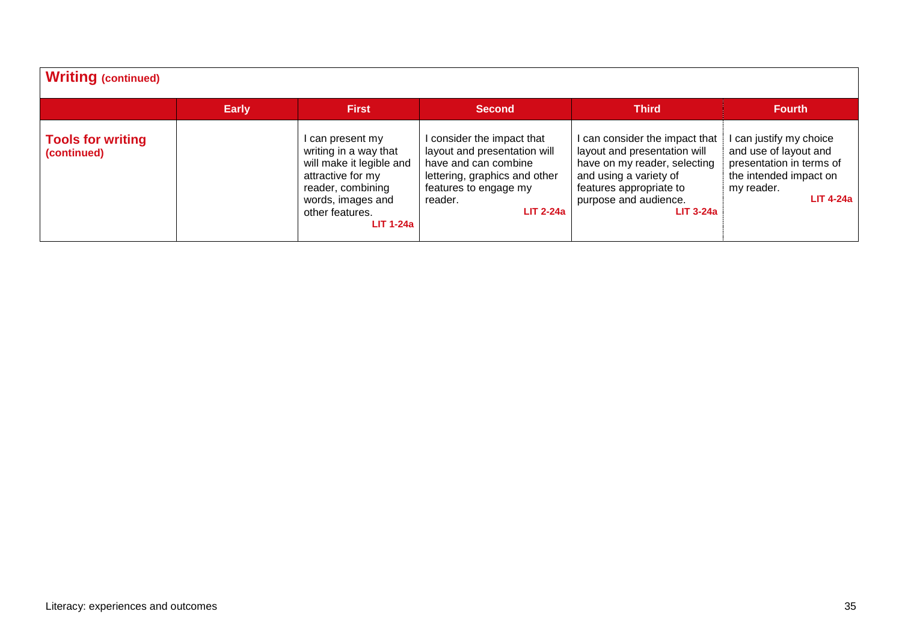## Writing (continued)

| | Early | First | Second | Third | Fourth |
|---|---|---|---|---|---|
| **Tools for writing (continued)** | | I can present my writing in a way that will make it legible and attractive for my reader, combining words, images and other features. **LIT 1-24a** | I consider the impact that layout and presentation will have and can combine lettering, graphics and other features to engage my reader. **LIT 2-24a** | I can consider the impact that layout and presentation will have on my reader, selecting and using a variety of features appropriate to purpose and audience. **LIT 3-24a** | I can justify my choice and use of layout and presentation in terms of the intended impact on my reader. **LIT 4-24a** |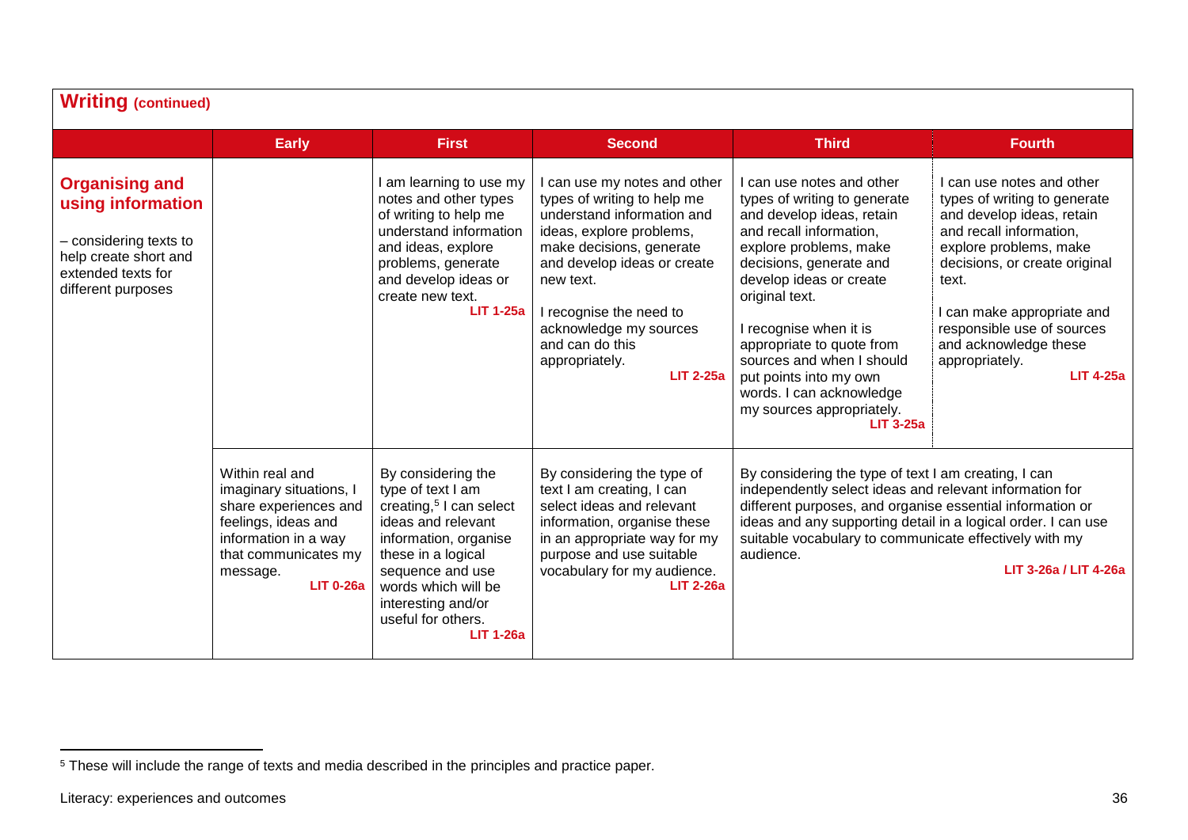## Writing (continued)

| | Early | First | Second | Third | Fourth |
|---|---|---|---|---|---|
| **Organising and using information** – considering texts to help create short and extended texts for different purposes | | I am learning to use my notes and other types of writing to help me understand information and ideas, explore problems, generate and develop ideas or create new text. **LIT 1-25a** | I can use my notes and other types of writing to help me understand information and ideas, explore problems, make decisions, generate and develop ideas or create new text. I recognise the need to acknowledge my sources and can do this appropriately. **LIT 2-25a** | I can use notes and other types of writing to generate and develop ideas, retain and recall information, explore problems, make decisions, generate and develop ideas or create original text. I recognise when it is appropriate to quote from sources and when I should put points into my own words. I can acknowledge my sources appropriately. **LIT 3-25a** | I can use notes and other types of writing to generate and develop ideas, retain and recall information, explore problems, make decisions, or create original text. I can make appropriate and responsible use of sources and acknowledge these appropriately. **LIT 4-25a** |
| | Within real and imaginary situations, I share experiences and feelings, ideas and information in a way that communicates my message. **LIT 0-26a** | By considering the type of text I am creating,[5] I can select ideas and relevant information, organise these in a logical sequence and use words which will be interesting and/or useful for others. **LIT 1-26a** | By considering the type of text I am creating, I can select ideas and relevant information, organise these in an appropriate way for my purpose and use suitable vocabulary for my audience. **LIT 2-26a** | By considering the type of text I am creating, I can independently select ideas and relevant information for different purposes, and organise essential information or ideas and any supporting detail in a logical order. I can use suitable vocabulary to communicate effectively with my audience. **LIT 3-26a / LIT 4-26a** | |

[5] These will include the range of texts and media described in the principles and practice paper.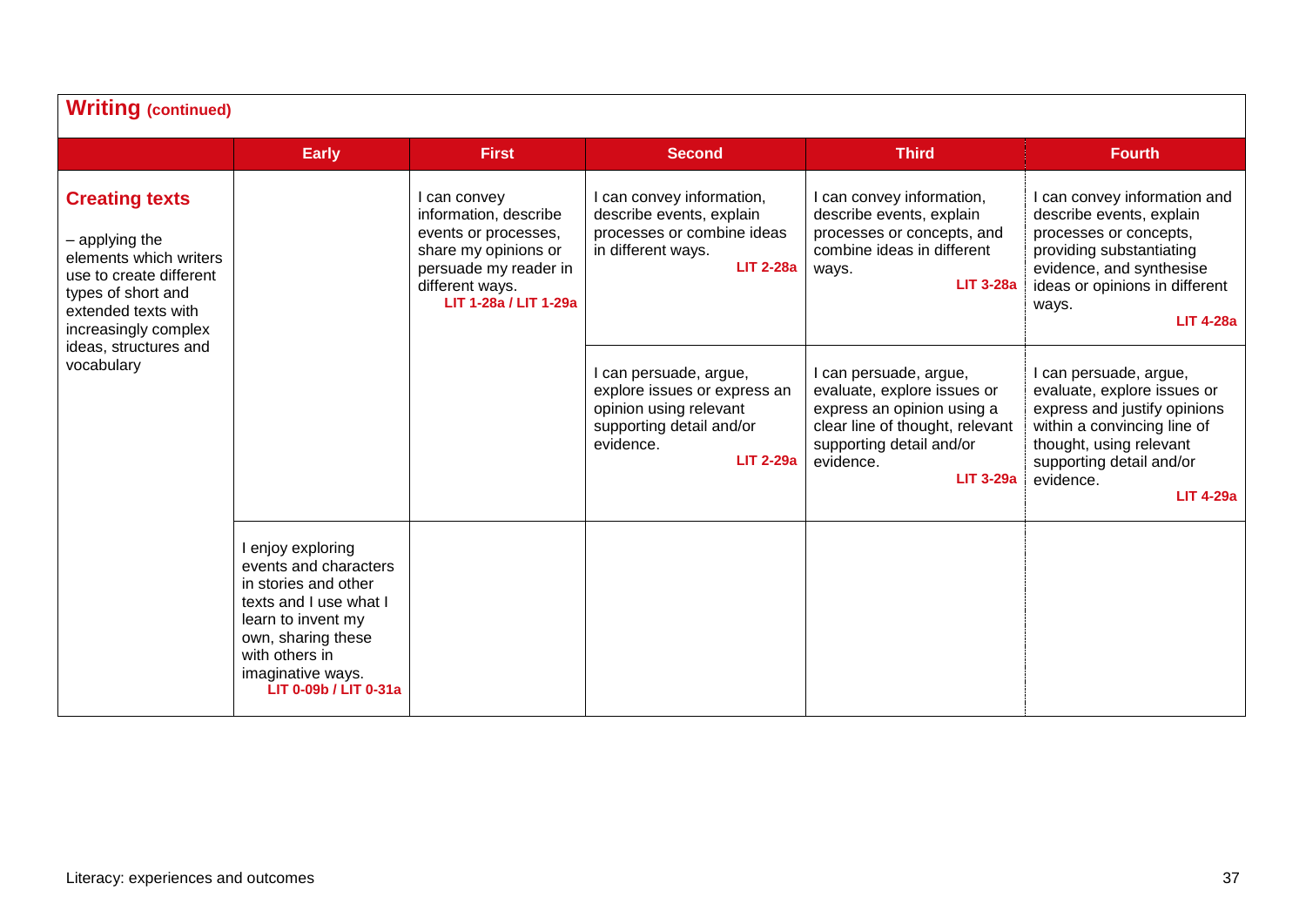## Writing (continued)

| | Early | First | Second | Third | Fourth |
|---|---|---|---|---|---|
| **Creating texts**<br><br>– applying the elements which writers use to create different types of short and extended texts with increasingly complex ideas, structures and vocabulary | | I can convey information, describe events or processes, share my opinions or persuade my reader in different ways.<br>**LIT 1-28a / LIT 1-29a** | I can convey information, describe events, explain processes or combine ideas in different ways.<br>**LIT 2-28a** | I can convey information, describe events, explain processes or concepts, and combine ideas in different ways.<br>**LIT 3-28a** | I can convey information and describe events, explain processes or concepts, providing substantiating evidence, and synthesise ideas or opinions in different ways.<br>**LIT 4-28a** |
| | | | I can persuade, argue, explore issues or express an opinion using relevant supporting detail and/or evidence.<br>**LIT 2-29a** | I can persuade, argue, evaluate, explore issues or express an opinion using a clear line of thought, relevant supporting detail and/or evidence.<br>**LIT 3-29a** | I can persuade, argue, evaluate, explore issues or express and justify opinions within a convincing line of thought, using relevant supporting detail and/or evidence.<br>**LIT 4-29a** |
| | I enjoy exploring events and characters in stories and other texts and I use what I learn to invent my own, sharing these with others in imaginative ways.<br>**LIT 0-09b / LIT 0-31a** | | | | |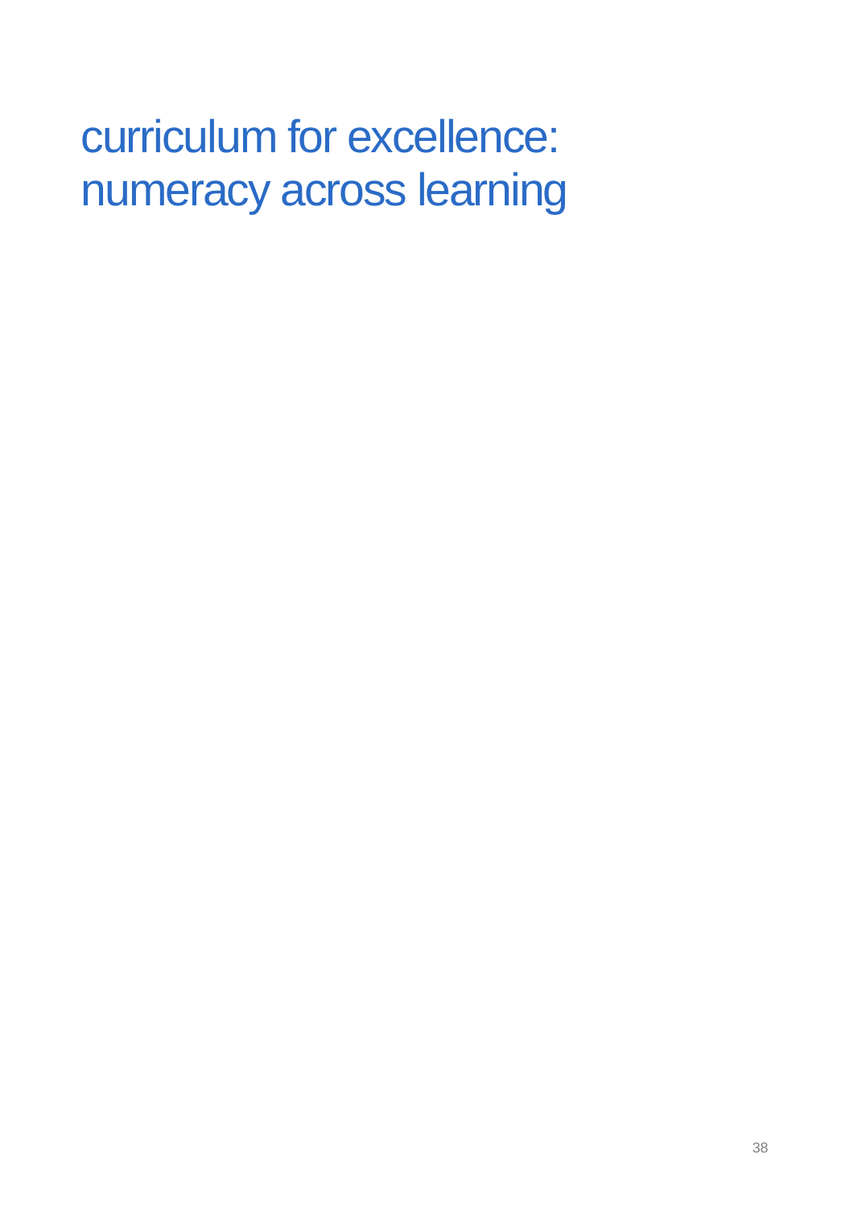# curriculum for excellence: numeracy across learning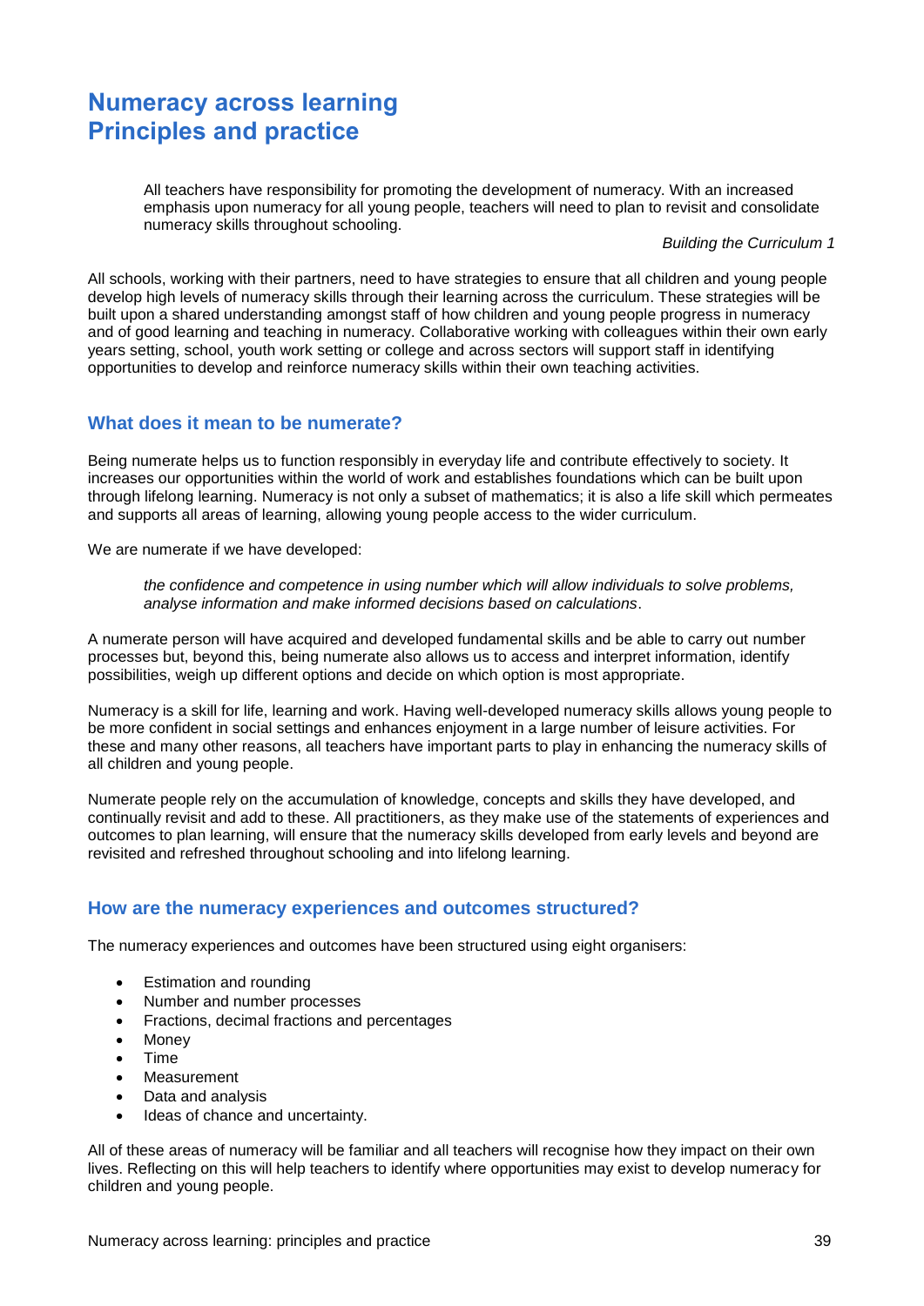# Numeracy across learning
# Principles and practice

> All teachers have responsibility for promoting the development of numeracy. With an increased emphasis upon numeracy for all young people, teachers will need to plan to revisit and consolidate numeracy skills throughout schooling.
>
> *Building the Curriculum 1*

All schools, working with their partners, need to have strategies to ensure that all children and young people develop high levels of numeracy skills through their learning across the curriculum. These strategies will be built upon a shared understanding amongst staff of how children and young people progress in numeracy and of good learning and teaching in numeracy. Collaborative working with colleagues within their own early years setting, school, youth work setting or college and across sectors will support staff in identifying opportunities to develop and reinforce numeracy skills within their own teaching activities.

## What does it mean to be numerate?

Being numerate helps us to function responsibly in everyday life and contribute effectively to society. It increases our opportunities within the world of work and establishes foundations which can be built upon through lifelong learning. Numeracy is not only a subset of mathematics; it is also a life skill which permeates and supports all areas of learning, allowing young people access to the wider curriculum.

We are numerate if we have developed:

> *the confidence and competence in using number which will allow individuals to solve problems, analyse information and make informed decisions based on calculations*.

A numerate person will have acquired and developed fundamental skills and be able to carry out number processes but, beyond this, being numerate also allows us to access and interpret information, identify possibilities, weigh up different options and decide on which option is most appropriate.

Numeracy is a skill for life, learning and work. Having well-developed numeracy skills allows young people to be more confident in social settings and enhances enjoyment in a large number of leisure activities. For these and many other reasons, all teachers have important parts to play in enhancing the numeracy skills of all children and young people.

Numerate people rely on the accumulation of knowledge, concepts and skills they have developed, and continually revisit and add to these. All practitioners, as they make use of the statements of experiences and outcomes to plan learning, will ensure that the numeracy skills developed from early levels and beyond are revisited and refreshed throughout schooling and into lifelong learning.

## How are the numeracy experiences and outcomes structured?

The numeracy experiences and outcomes have been structured using eight organisers:

- Estimation and rounding
- Number and number processes
- Fractions, decimal fractions and percentages
- Money
- Time
- Measurement
- Data and analysis
- Ideas of chance and uncertainty.

All of these areas of numeracy will be familiar and all teachers will recognise how they impact on their own lives. Reflecting on this will help teachers to identify where opportunities may exist to develop numeracy for children and young people.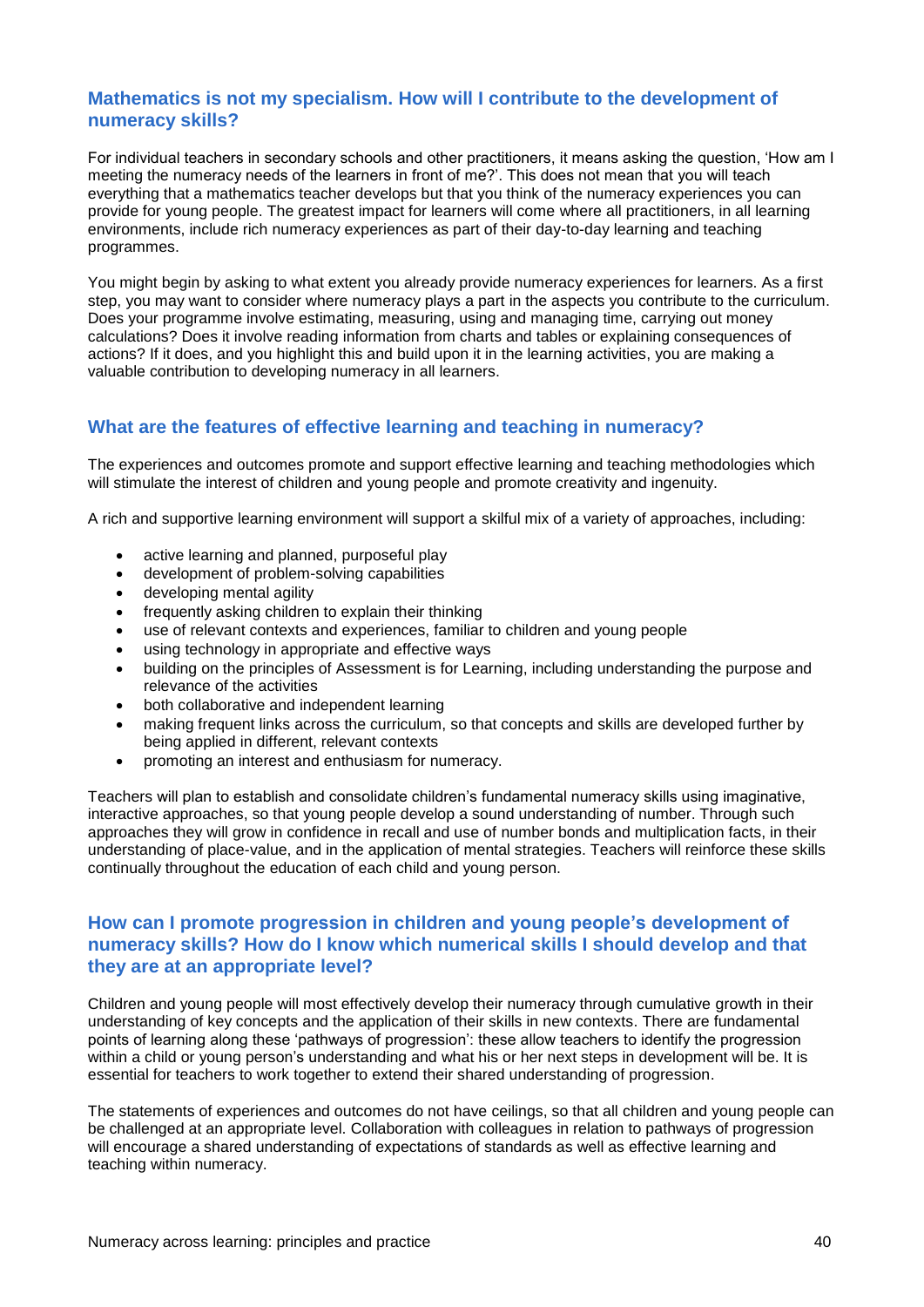## Mathematics is not my specialism. How will I contribute to the development of numeracy skills?

For individual teachers in secondary schools and other practitioners, it means asking the question, 'How am I meeting the numeracy needs of the learners in front of me?'. This does not mean that you will teach everything that a mathematics teacher develops but that you think of the numeracy experiences you can provide for young people. The greatest impact for learners will come where all practitioners, in all learning environments, include rich numeracy experiences as part of their day-to-day learning and teaching programmes.

You might begin by asking to what extent you already provide numeracy experiences for learners. As a first step, you may want to consider where numeracy plays a part in the aspects you contribute to the curriculum. Does your programme involve estimating, measuring, using and managing time, carrying out money calculations? Does it involve reading information from charts and tables or explaining consequences of actions? If it does, and you highlight this and build upon it in the learning activities, you are making a valuable contribution to developing numeracy in all learners.

## What are the features of effective learning and teaching in numeracy?

The experiences and outcomes promote and support effective learning and teaching methodologies which will stimulate the interest of children and young people and promote creativity and ingenuity.

A rich and supportive learning environment will support a skilful mix of a variety of approaches, including:

- active learning and planned, purposeful play
- development of problem-solving capabilities
- developing mental agility
- frequently asking children to explain their thinking
- use of relevant contexts and experiences, familiar to children and young people
- using technology in appropriate and effective ways
- building on the principles of Assessment is for Learning, including understanding the purpose and relevance of the activities
- both collaborative and independent learning
- making frequent links across the curriculum, so that concepts and skills are developed further by being applied in different, relevant contexts
- promoting an interest and enthusiasm for numeracy.

Teachers will plan to establish and consolidate children's fundamental numeracy skills using imaginative, interactive approaches, so that young people develop a sound understanding of number. Through such approaches they will grow in confidence in recall and use of number bonds and multiplication facts, in their understanding of place-value, and in the application of mental strategies. Teachers will reinforce these skills continually throughout the education of each child and young person.

## How can I promote progression in children and young people's development of numeracy skills? How do I know which numerical skills I should develop and that they are at an appropriate level?

Children and young people will most effectively develop their numeracy through cumulative growth in their understanding of key concepts and the application of their skills in new contexts. There are fundamental points of learning along these 'pathways of progression': these allow teachers to identify the progression within a child or young person's understanding and what his or her next steps in development will be. It is essential for teachers to work together to extend their shared understanding of progression.

The statements of experiences and outcomes do not have ceilings, so that all children and young people can be challenged at an appropriate level. Collaboration with colleagues in relation to pathways of progression will encourage a shared understanding of expectations of standards as well as effective learning and teaching within numeracy.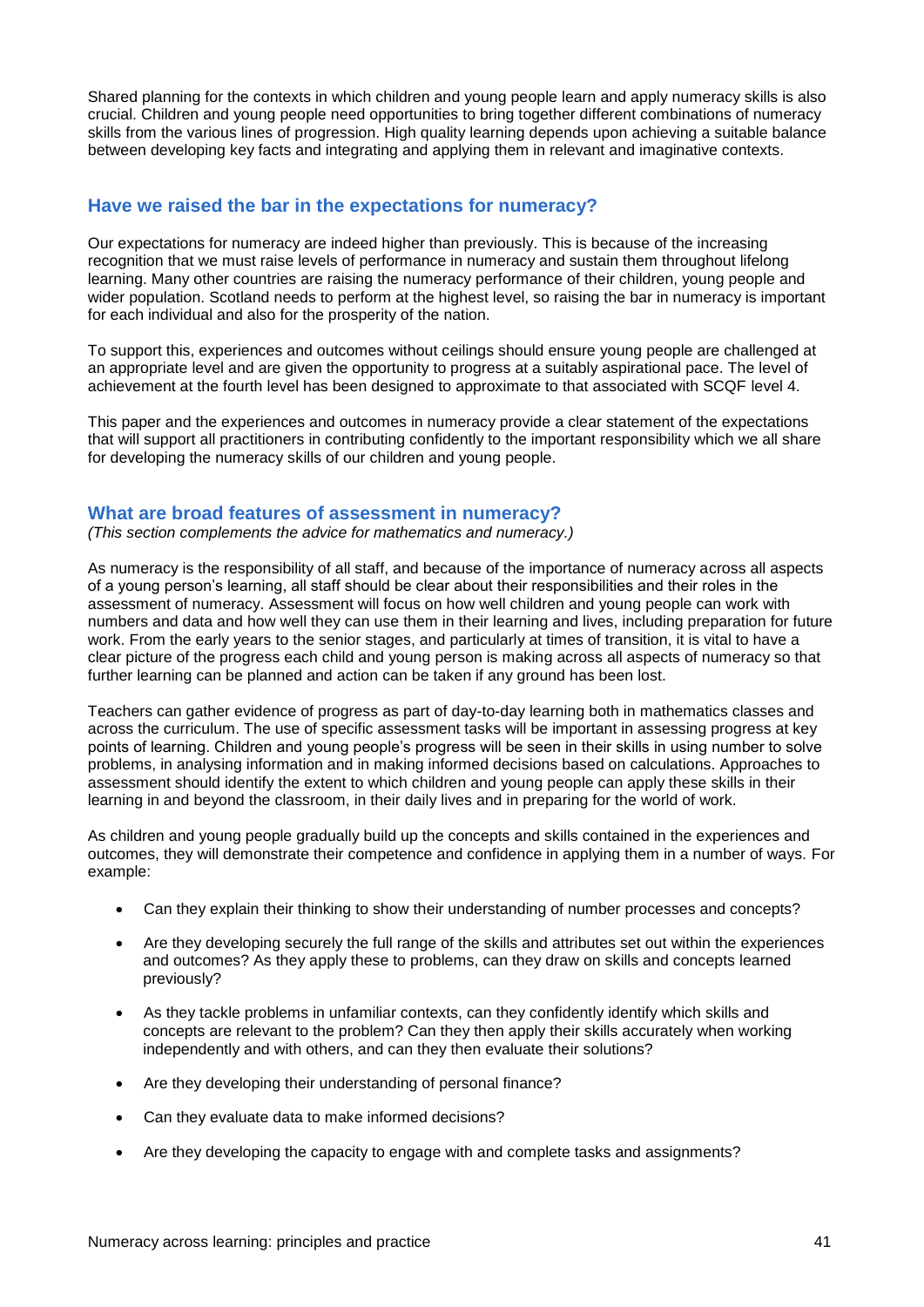Shared planning for the contexts in which children and young people learn and apply numeracy skills is also crucial. Children and young people need opportunities to bring together different combinations of numeracy skills from the various lines of progression. High quality learning depends upon achieving a suitable balance between developing key facts and integrating and applying them in relevant and imaginative contexts.

## Have we raised the bar in the expectations for numeracy?

Our expectations for numeracy are indeed higher than previously. This is because of the increasing recognition that we must raise levels of performance in numeracy and sustain them throughout lifelong learning. Many other countries are raising the numeracy performance of their children, young people and wider population. Scotland needs to perform at the highest level, so raising the bar in numeracy is important for each individual and also for the prosperity of the nation.

To support this, experiences and outcomes without ceilings should ensure young people are challenged at an appropriate level and are given the opportunity to progress at a suitably aspirational pace. The level of achievement at the fourth level has been designed to approximate to that associated with SCQF level 4.

This paper and the experiences and outcomes in numeracy provide a clear statement of the expectations that will support all practitioners in contributing confidently to the important responsibility which we all share for developing the numeracy skills of our children and young people.

## What are broad features of assessment in numeracy?

*(This section complements the advice for mathematics and numeracy.)*

As numeracy is the responsibility of all staff, and because of the importance of numeracy across all aspects of a young person's learning, all staff should be clear about their responsibilities and their roles in the assessment of numeracy. Assessment will focus on how well children and young people can work with numbers and data and how well they can use them in their learning and lives, including preparation for future work. From the early years to the senior stages, and particularly at times of transition, it is vital to have a clear picture of the progress each child and young person is making across all aspects of numeracy so that further learning can be planned and action can be taken if any ground has been lost.

Teachers can gather evidence of progress as part of day-to-day learning both in mathematics classes and across the curriculum. The use of specific assessment tasks will be important in assessing progress at key points of learning. Children and young people's progress will be seen in their skills in using number to solve problems, in analysing information and in making informed decisions based on calculations. Approaches to assessment should identify the extent to which children and young people can apply these skills in their learning in and beyond the classroom, in their daily lives and in preparing for the world of work.

As children and young people gradually build up the concepts and skills contained in the experiences and outcomes, they will demonstrate their competence and confidence in applying them in a number of ways. For example:

- Can they explain their thinking to show their understanding of number processes and concepts?
- Are they developing securely the full range of the skills and attributes set out within the experiences and outcomes? As they apply these to problems, can they draw on skills and concepts learned previously?
- As they tackle problems in unfamiliar contexts, can they confidently identify which skills and concepts are relevant to the problem? Can they then apply their skills accurately when working independently and with others, and can they then evaluate their solutions?
- Are they developing their understanding of personal finance?
- Can they evaluate data to make informed decisions?
- Are they developing the capacity to engage with and complete tasks and assignments?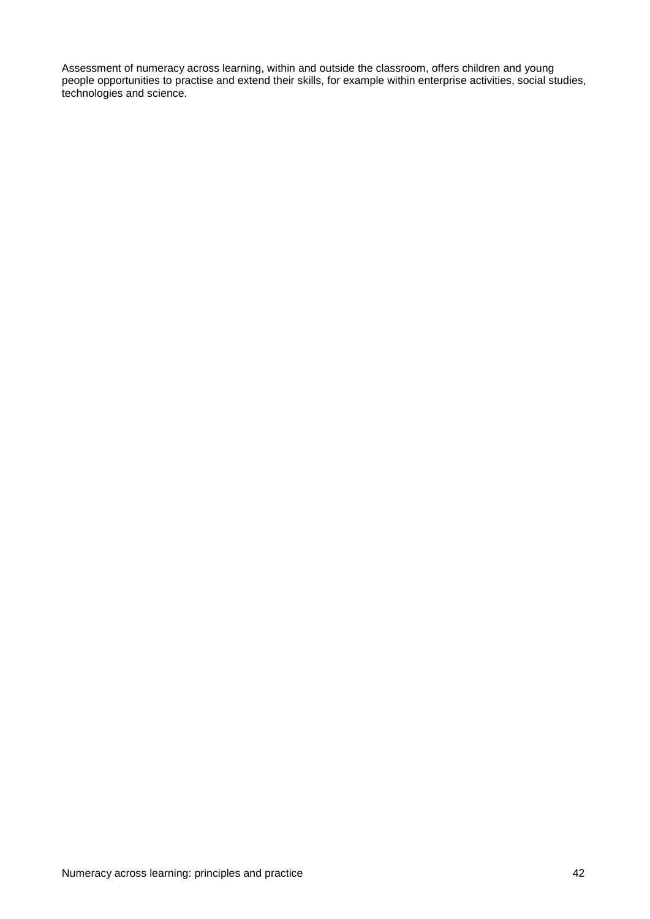Assessment of numeracy across learning, within and outside the classroom, offers children and young people opportunities to practise and extend their skills, for example within enterprise activities, social studies, technologies and science.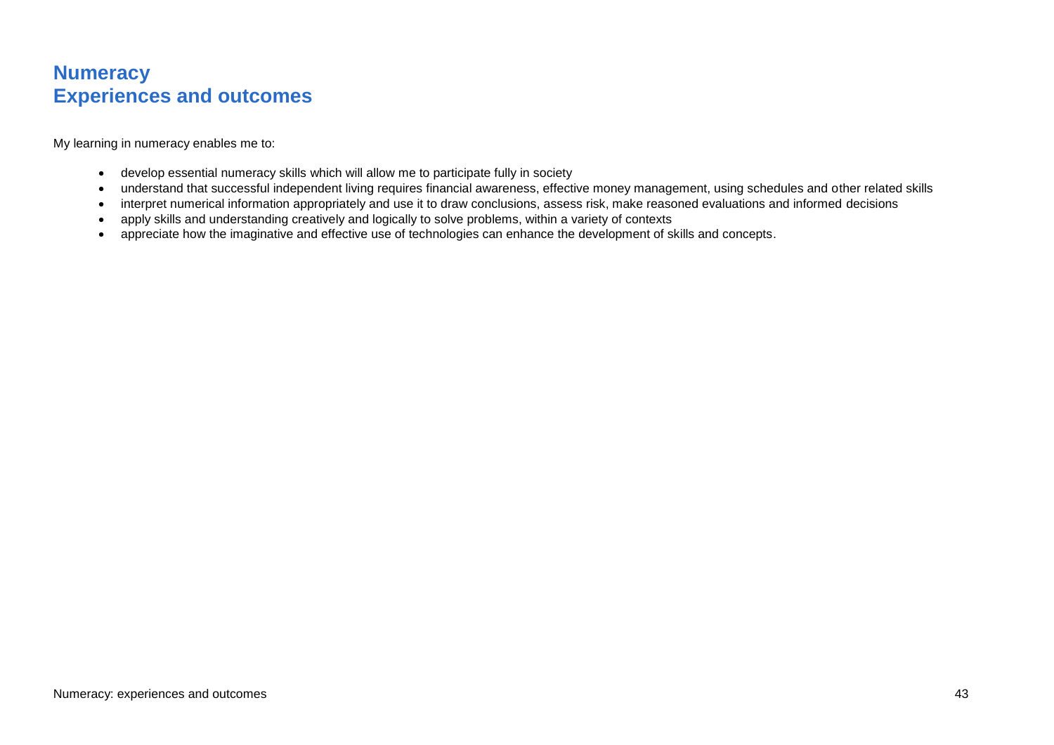# Numeracy
# Experiences and outcomes

My learning in numeracy enables me to:

- develop essential numeracy skills which will allow me to participate fully in society
- understand that successful independent living requires financial awareness, effective money management, using schedules and other related skills
- interpret numerical information appropriately and use it to draw conclusions, assess risk, make reasoned evaluations and informed decisions
- apply skills and understanding creatively and logically to solve problems, within a variety of contexts
- appreciate how the imaginative and effective use of technologies can enhance the development of skills and concepts.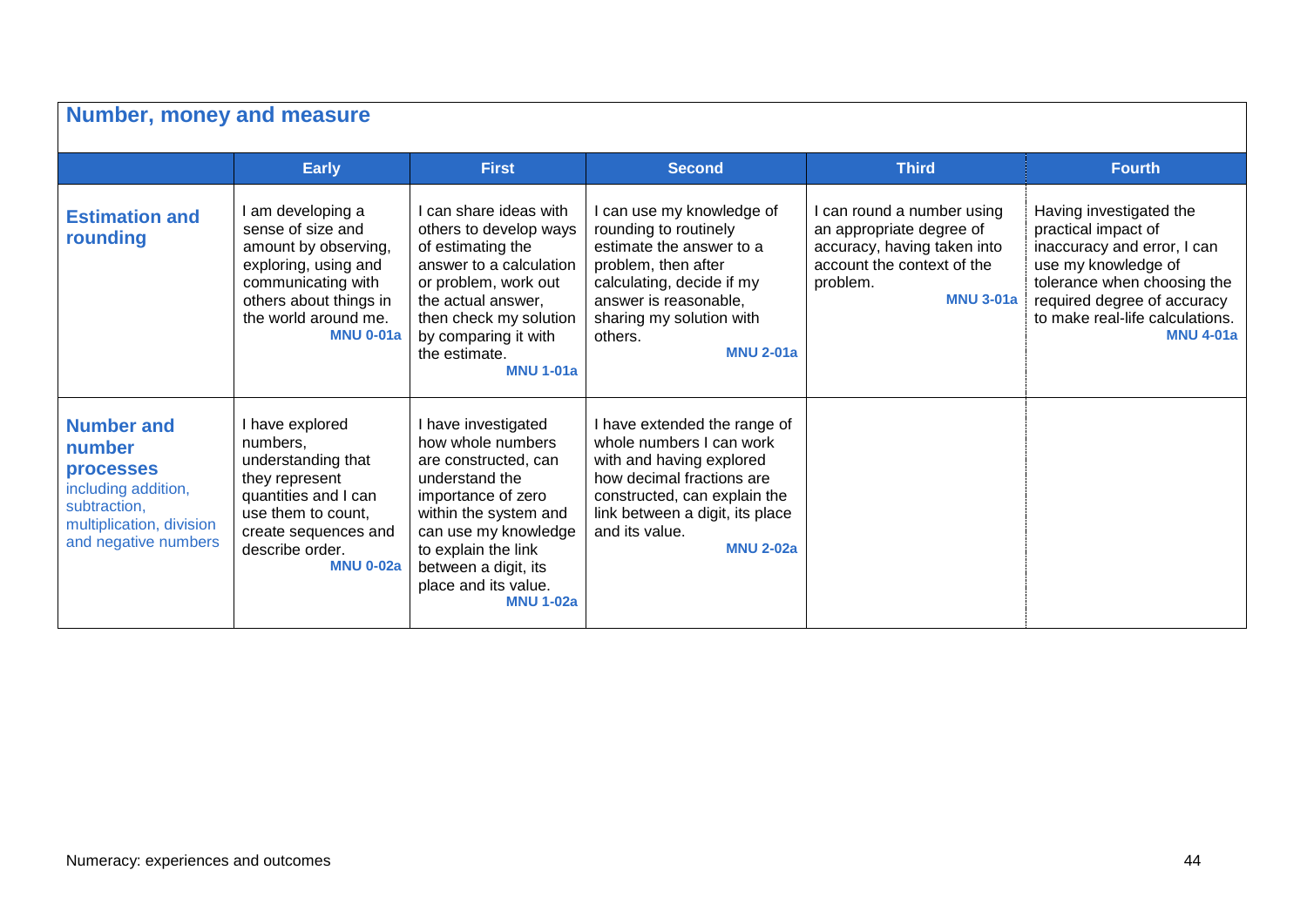## Number, money and measure

| | Early | First | Second | Third | Fourth |
|---|---|---|---|---|---|
| **Estimation and rounding** | I am developing a sense of size and amount by observing, exploring, using and communicating with others about things in the world around me. **MNU 0-01a** | I can share ideas with others to develop ways of estimating the answer to a calculation or problem, work out the actual answer, then check my solution by comparing it with the estimate. **MNU 1-01a** | I can use my knowledge of rounding to routinely estimate the answer to a problem, then after calculating, decide if my answer is reasonable, sharing my solution with others. **MNU 2-01a** | I can round a number using an appropriate degree of accuracy, having taken into account the context of the problem. **MNU 3-01a** | Having investigated the practical impact of inaccuracy and error, I can use my knowledge of tolerance when choosing the required degree of accuracy to make real-life calculations. **MNU 4-01a** |
| **Number and number processes** including addition, subtraction, multiplication, division and negative numbers | I have explored numbers, understanding that they represent quantities and I can use them to count, create sequences and describe order. **MNU 0-02a** | I have investigated how whole numbers are constructed, can understand the importance of zero within the system and can use my knowledge to explain the link between a digit, its place and its value. **MNU 1-02a** | I have extended the range of whole numbers I can work with and having explored how decimal fractions are constructed, can explain the link between a digit, its place and its value. **MNU 2-02a** | | |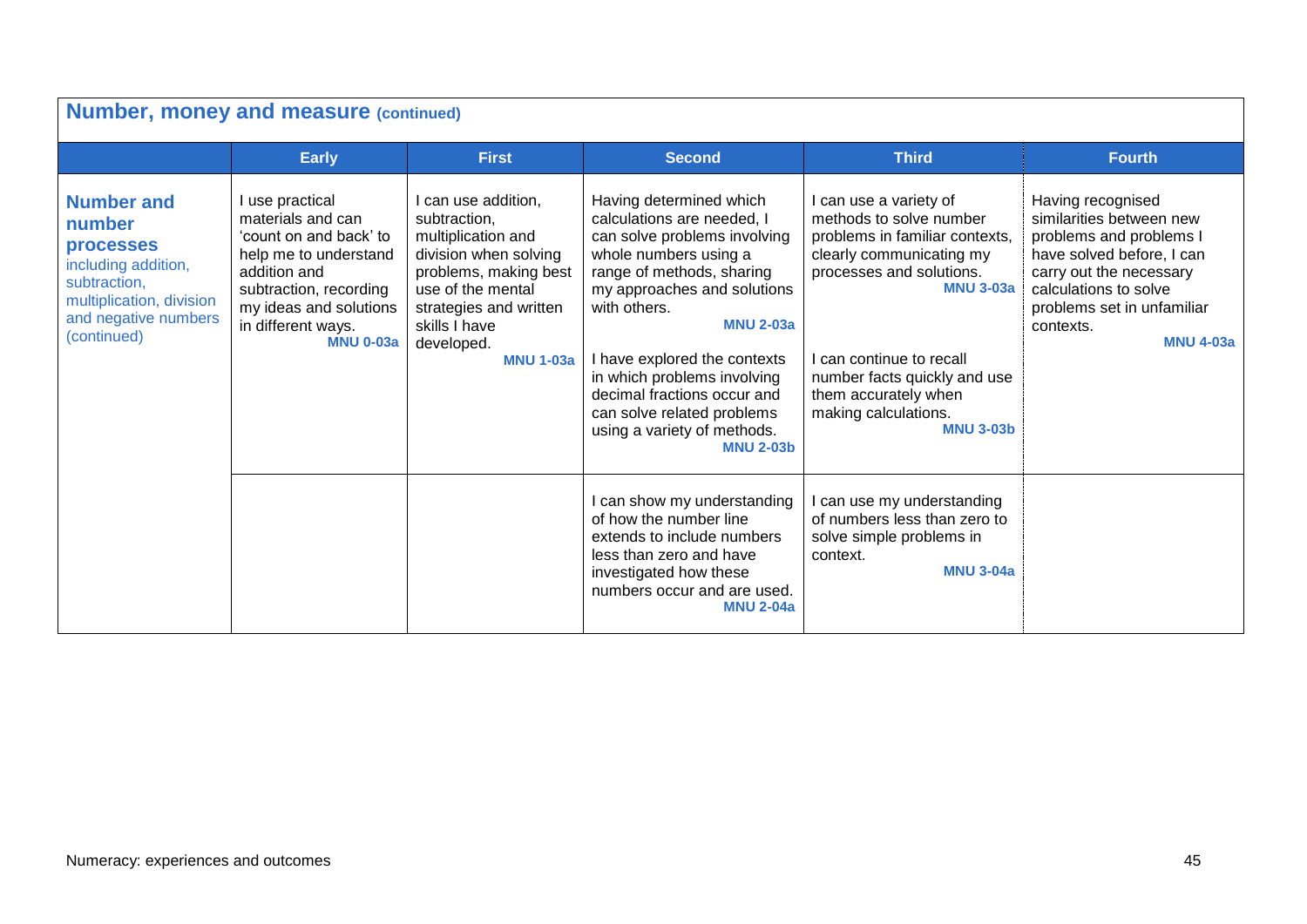## Number, money and measure (continued)

| | Early | First | Second | Third | Fourth |
|---|---|---|---|---|---|
| **Number and number processes** including addition, subtraction, multiplication, division and negative numbers (continued) | I use practical materials and can 'count on and back' to help me to understand addition and subtraction, recording my ideas and solutions in different ways. **MNU 0-03a** | I can use addition, subtraction, multiplication and division when solving problems, making best use of the mental strategies and written skills I have developed. **MNU 1-03a** | Having determined which calculations are needed, I can solve problems involving whole numbers using a range of methods, sharing my approaches and solutions with others. **MNU 2-03a**<br><br>I have explored the contexts in which problems involving decimal fractions occur and can solve related problems using a variety of methods. **MNU 2-03b** | I can use a variety of methods to solve number problems in familiar contexts, clearly communicating my processes and solutions. **MNU 3-03a**<br><br>I can continue to recall number facts quickly and use them accurately when making calculations. **MNU 3-03b** | Having recognised similarities between new problems and problems I have solved before, I can carry out the necessary calculations to solve problems set in unfamiliar contexts. **MNU 4-03a** |
| | | | I can show my understanding of how the number line extends to include numbers less than zero and have investigated how these numbers occur and are used. **MNU 2-04a** | I can use my understanding of numbers less than zero to solve simple problems in context. **MNU 3-04a** | |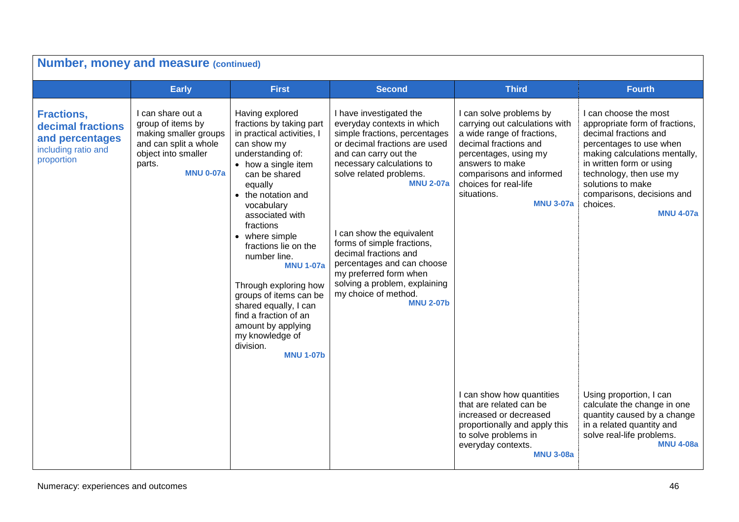## Number, money and measure (continued)

| | Early | First | Second | Third | Fourth |
|---|---|---|---|---|---|
| **Fractions, decimal fractions and percentages** including ratio and proportion | I can share out a group of items by making smaller groups and can split a whole object into smaller parts. **MNU 0-07a** | Having explored fractions by taking part in practical activities, I can show my understanding of: <br>• how a single item can be shared equally <br>• the notation and vocabulary associated with fractions <br>• where simple fractions lie on the number line. **MNU 1-07a** <br><br>Through exploring how groups of items can be shared equally, I can find a fraction of an amount by applying my knowledge of division. **MNU 1-07b** | I have investigated the everyday contexts in which simple fractions, percentages or decimal fractions are used and can carry out the necessary calculations to solve related problems. **MNU 2-07a** <br><br>I can show the equivalent forms of simple fractions, decimal fractions and percentages and can choose my preferred form when solving a problem, explaining my choice of method. **MNU 2-07b** | I can solve problems by carrying out calculations with a wide range of fractions, decimal fractions and percentages, using my answers to make comparisons and informed choices for real-life situations. **MNU 3-07a** | I can choose the most appropriate form of fractions, decimal fractions and percentages to use when making calculations mentally, in written form or using technology, then use my solutions to make comparisons, decisions and choices. **MNU 4-07a** |
| | | | | I can show how quantities that are related can be increased or decreased proportionally and apply this to solve problems in everyday contexts. **MNU 3-08a** | Using proportion, I can calculate the change in one quantity caused by a change in a related quantity and solve real-life problems. **MNU 4-08a** |

Numeracy: experiences and outcomes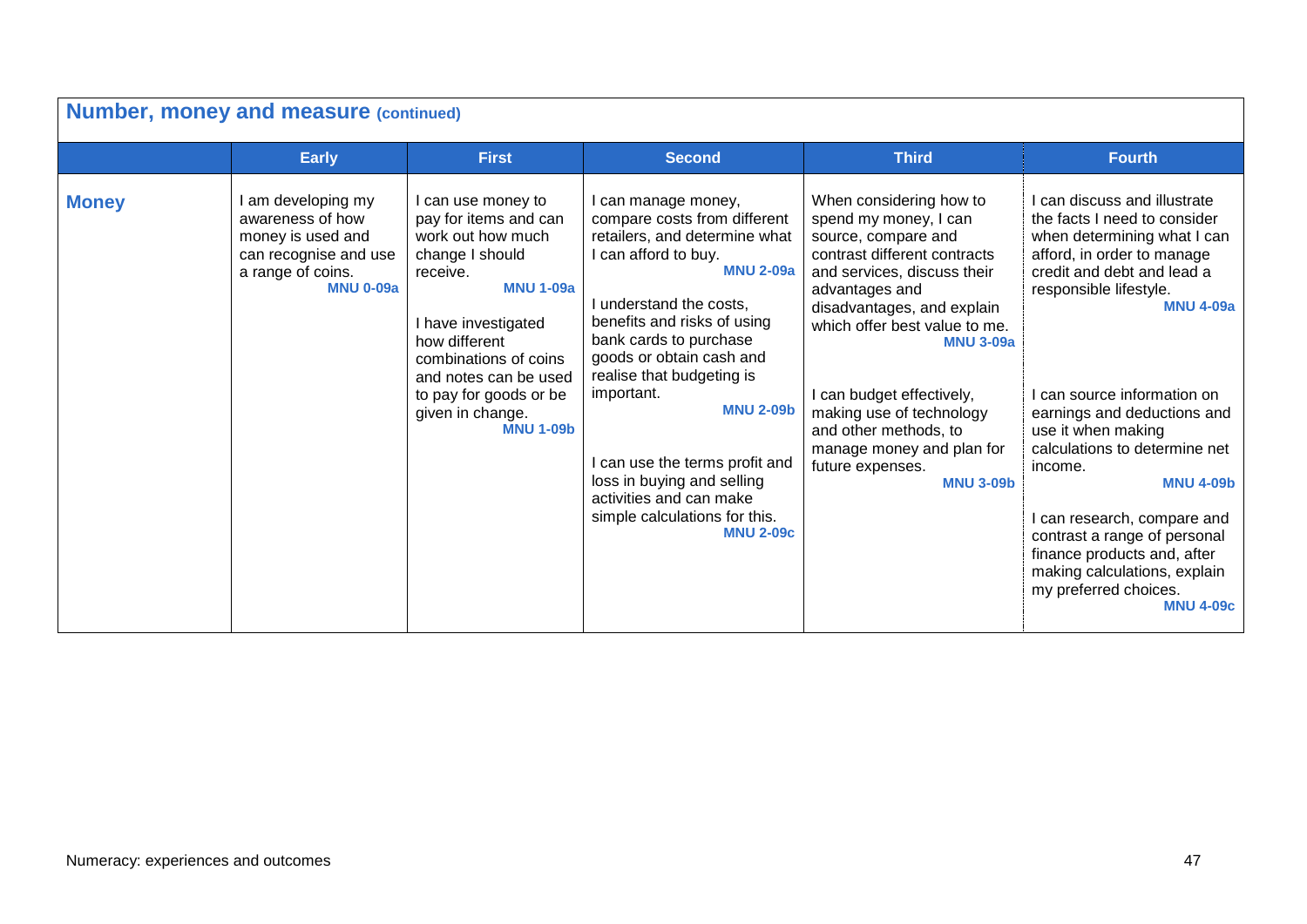## Number, money and measure (continued)

| | Early | First | Second | Third | Fourth |
|---|---|---|---|---|---|
| **Money** | I am developing my awareness of how money is used and can recognise and use a range of coins. **MNU 0-09a** | I can use money to pay for items and can work out how much change I should receive. **MNU 1-09a**<br><br>I have investigated how different combinations of coins and notes can be used to pay for goods or be given in change. **MNU 1-09b** | I can manage money, compare costs from different retailers, and determine what I can afford to buy. **MNU 2-09a**<br><br>I understand the costs, benefits and risks of using bank cards to purchase goods or obtain cash and realise that budgeting is important. **MNU 2-09b**<br><br>I can use the terms profit and loss in buying and selling activities and can make simple calculations for this. **MNU 2-09c** | When considering how to spend my money, I can source, compare and contrast different contracts and services, discuss their advantages and disadvantages, and explain which offer best value to me. **MNU 3-09a**<br><br>I can budget effectively, making use of technology and other methods, to manage money and plan for future expenses. **MNU 3-09b** | I can discuss and illustrate the facts I need to consider when determining what I can afford, in order to manage credit and debt and lead a responsible lifestyle. **MNU 4-09a**<br><br>I can source information on earnings and deductions and use it when making calculations to determine net income. **MNU 4-09b**<br><br>I can research, compare and contrast a range of personal finance products and, after making calculations, explain my preferred choices. **MNU 4-09c** |

Numeracy: experiences and outcomes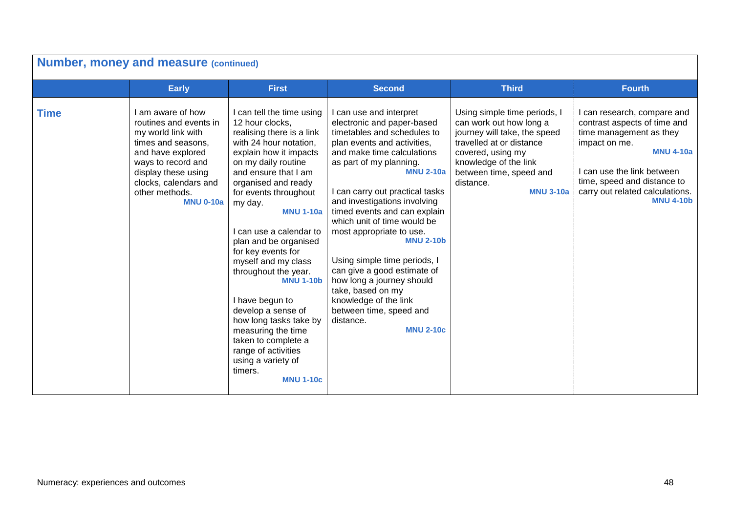## Number, money and measure (continued)

| | Early | First | Second | Third | Fourth |
|---|---|---|---|---|---|
| **Time** | I am aware of how routines and events in my world link with times and seasons, and have explored ways to record and display these using clocks, calendars and other methods. **MNU 0-10a** | I can tell the time using 12 hour clocks, realising there is a link with 24 hour notation, explain how it impacts on my daily routine and ensure that I am organised and ready for events throughout my day. **MNU 1-10a**<br><br>I can use a calendar to plan and be organised for key events for myself and my class throughout the year. **MNU 1-10b**<br><br>I have begun to develop a sense of how long tasks take by measuring the time taken to complete a range of activities using a variety of timers. **MNU 1-10c** | I can use and interpret electronic and paper-based timetables and schedules to plan events and activities, and make time calculations as part of my planning. **MNU 2-10a**<br><br>I can carry out practical tasks and investigations involving timed events and can explain which unit of time would be most appropriate to use. **MNU 2-10b**<br><br>Using simple time periods, I can give a good estimate of how long a journey should take, based on my knowledge of the link between time, speed and distance. **MNU 2-10c** | Using simple time periods, I can work out how long a journey will take, the speed travelled at or distance covered, using my knowledge of the link between time, speed and distance. **MNU 3-10a** | I can research, compare and contrast aspects of time and time management as they impact on me. **MNU 4-10a**<br><br>I can use the link between time, speed and distance to carry out related calculations. **MNU 4-10b** |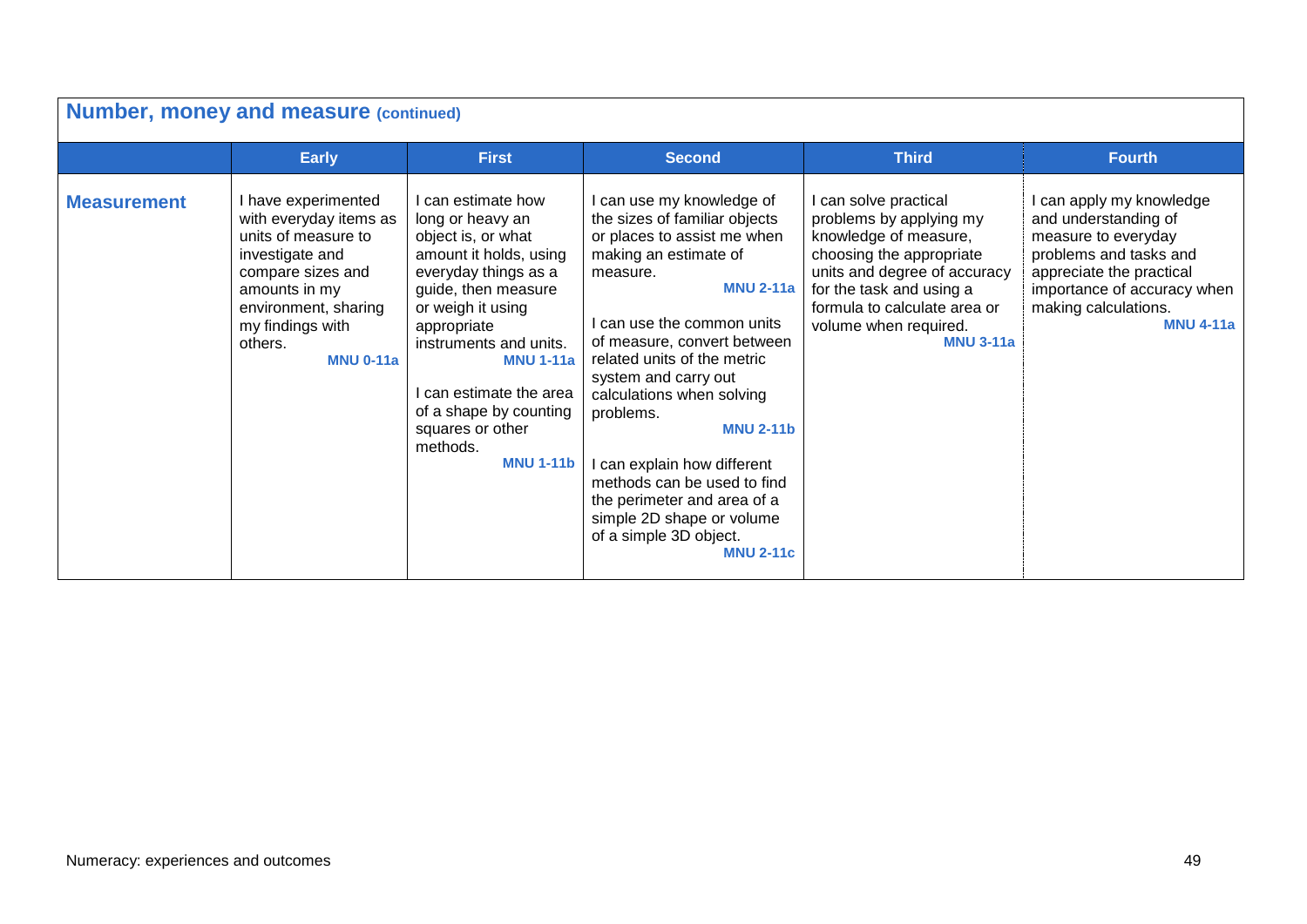## Number, money and measure (continued)

| | Early | First | Second | Third | Fourth |
|---|---|---|---|---|---|
| **Measurement** | I have experimented with everyday items as units of measure to investigate and compare sizes and amounts in my environment, sharing my findings with others. **MNU 0-11a** | I can estimate how long or heavy an object is, or what amount it holds, using everyday things as a guide, then measure or weigh it using appropriate instruments and units. **MNU 1-11a**<br><br>I can estimate the area of a shape by counting squares or other methods. **MNU 1-11b** | I can use my knowledge of the sizes of familiar objects or places to assist me when making an estimate of measure. **MNU 2-11a**<br><br>I can use the common units of measure, convert between related units of the metric system and carry out calculations when solving problems. **MNU 2-11b**<br><br>I can explain how different methods can be used to find the perimeter and area of a simple 2D shape or volume of a simple 3D object. **MNU 2-11c** | I can solve practical problems by applying my knowledge of measure, choosing the appropriate units and degree of accuracy for the task and using a formula to calculate area or volume when required. **MNU 3-11a** | I can apply my knowledge and understanding of measure to everyday problems and tasks and appreciate the practical importance of accuracy when making calculations. **MNU 4-11a** |

Numeracy: experiences and outcomes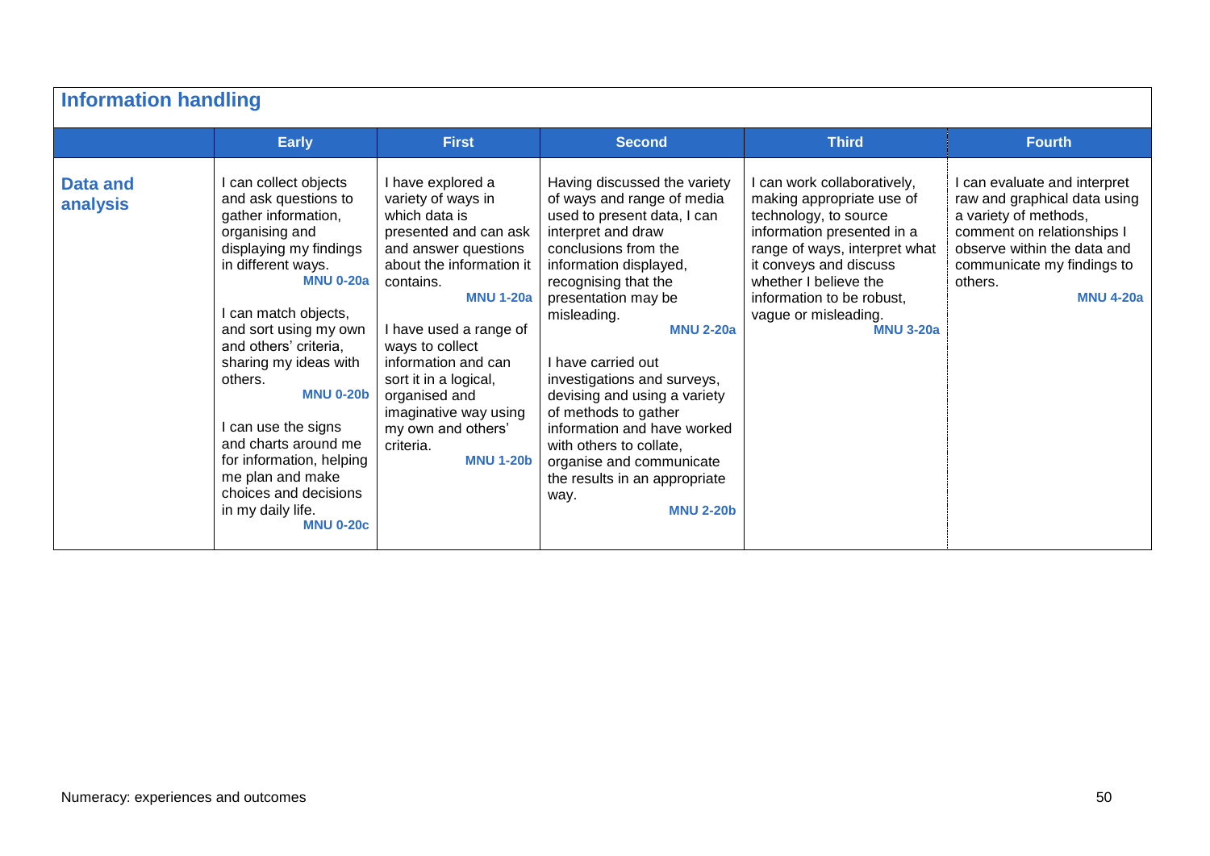## Information handling

| | Early | First | Second | Third | Fourth |
|---|---|---|---|---|---|
| **Data and analysis** | I can collect objects and ask questions to gather information, organising and displaying my findings in different ways. **MNU 0-20a**<br><br>I can match objects, and sort using my own and others' criteria, sharing my ideas with others. **MNU 0-20b**<br><br>I can use the signs and charts around me for information, helping me plan and make choices and decisions in my daily life. **MNU 0-20c** | I have explored a variety of ways in which data is presented and can ask and answer questions about the information it contains. **MNU 1-20a**<br><br>I have used a range of ways to collect information and can sort it in a logical, organised and imaginative way using my own and others' criteria. **MNU 1-20b** | Having discussed the variety of ways and range of media used to present data, I can interpret and draw conclusions from the information displayed, recognising that the presentation may be misleading. **MNU 2-20a**<br><br>I have carried out investigations and surveys, devising and using a variety of methods to gather information and have worked with others to collate, organise and communicate the results in an appropriate way. **MNU 2-20b** | I can work collaboratively, making appropriate use of technology, to source information presented in a range of ways, interpret what it conveys and discuss whether I believe the information to be robust, vague or misleading. **MNU 3-20a** | I can evaluate and interpret raw and graphical data using a variety of methods, comment on relationships I observe within the data and communicate my findings to others. **MNU 4-20a** |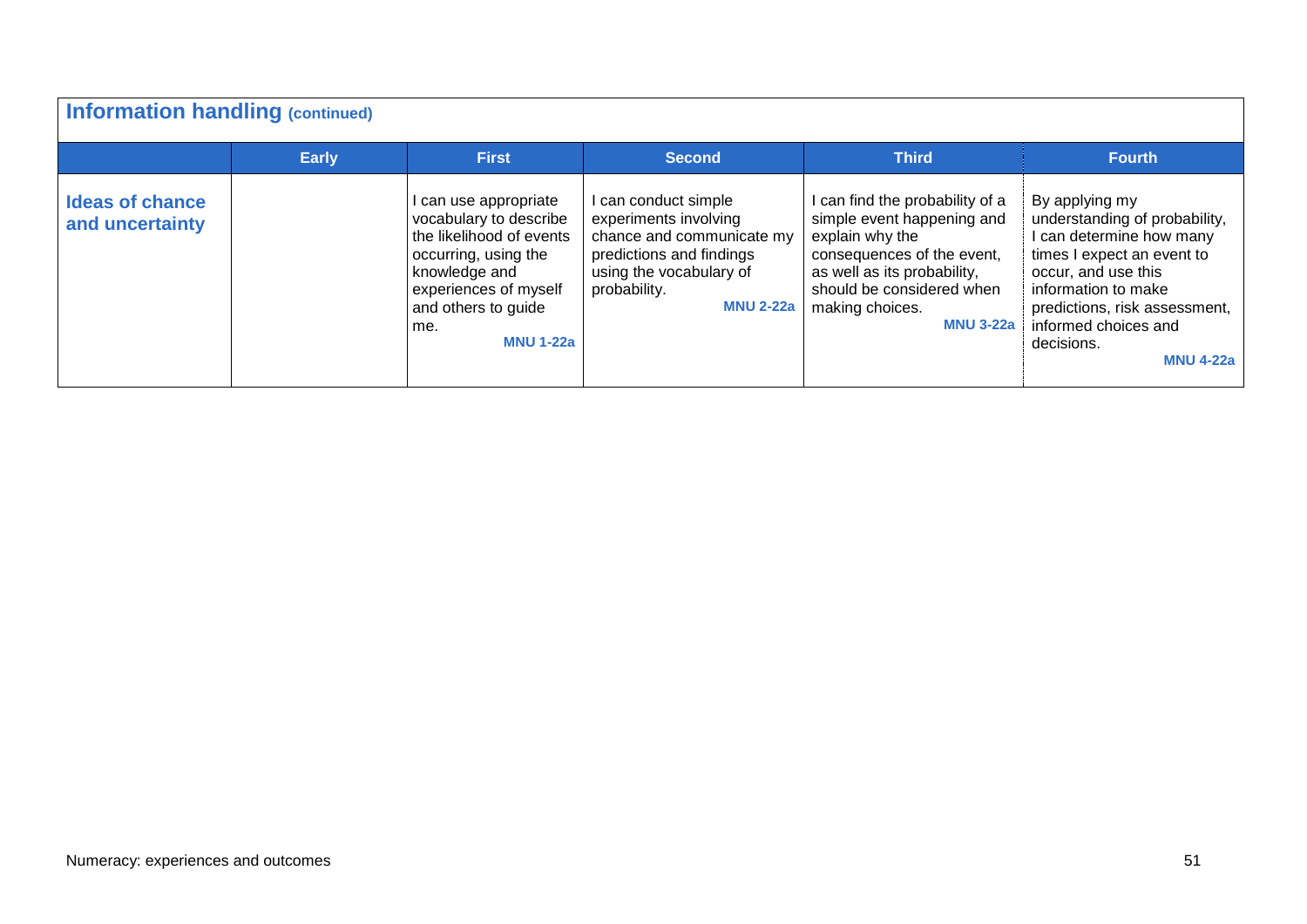## Information handling (continued)

| | Early | First | Second | Third | Fourth |
|---|---|---|---|---|---|
| **Ideas of chance and uncertainty** | | I can use appropriate vocabulary to describe the likelihood of events occurring, using the knowledge and experiences of myself and others to guide me. **MNU 1-22a** | I can conduct simple experiments involving chance and communicate my predictions and findings using the vocabulary of probability. **MNU 2-22a** | I can find the probability of a simple event happening and explain why the consequences of the event, as well as its probability, should be considered when making choices. **MNU 3-22a** | By applying my understanding of probability, I can determine how many times I expect an event to occur, and use this information to make predictions, risk assessment, informed choices and decisions. **MNU 4-22a** |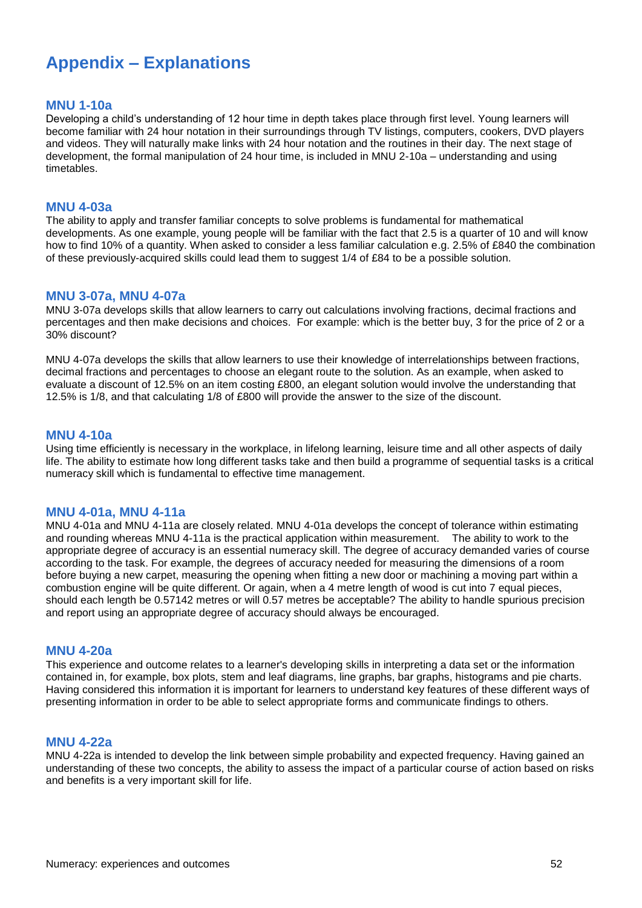# Appendix – Explanations

### MNU 1-10a

Developing a child's understanding of 12 hour time in depth takes place through first level. Young learners will become familiar with 24 hour notation in their surroundings through TV listings, computers, cookers, DVD players and videos. They will naturally make links with 24 hour notation and the routines in their day. The next stage of development, the formal manipulation of 24 hour time, is included in MNU 2-10a – understanding and using timetables.

### MNU 4-03a

The ability to apply and transfer familiar concepts to solve problems is fundamental for mathematical developments. As one example, young people will be familiar with the fact that 2.5 is a quarter of 10 and will know how to find 10% of a quantity. When asked to consider a less familiar calculation e.g. 2.5% of £840 the combination of these previously-acquired skills could lead them to suggest 1/4 of £84 to be a possible solution.

### MNU 3-07a, MNU 4-07a

MNU 3-07a develops skills that allow learners to carry out calculations involving fractions, decimal fractions and percentages and then make decisions and choices. For example: which is the better buy, 3 for the price of 2 or a 30% discount?

MNU 4-07a develops the skills that allow learners to use their knowledge of interrelationships between fractions, decimal fractions and percentages to choose an elegant route to the solution. As an example, when asked to evaluate a discount of 12.5% on an item costing £800, an elegant solution would involve the understanding that 12.5% is 1/8, and that calculating 1/8 of £800 will provide the answer to the size of the discount.

### MNU 4-10a

Using time efficiently is necessary in the workplace, in lifelong learning, leisure time and all other aspects of daily life. The ability to estimate how long different tasks take and then build a programme of sequential tasks is a critical numeracy skill which is fundamental to effective time management.

### MNU 4-01a, MNU 4-11a

MNU 4-01a and MNU 4-11a are closely related. MNU 4-01a develops the concept of tolerance within estimating and rounding whereas MNU 4-11a is the practical application within measurement. The ability to work to the appropriate degree of accuracy is an essential numeracy skill. The degree of accuracy demanded varies of course according to the task. For example, the degrees of accuracy needed for measuring the dimensions of a room before buying a new carpet, measuring the opening when fitting a new door or machining a moving part within a combustion engine will be quite different. Or again, when a 4 metre length of wood is cut into 7 equal pieces, should each length be 0.57142 metres or will 0.57 metres be acceptable? The ability to handle spurious precision and report using an appropriate degree of accuracy should always be encouraged.

### MNU 4-20a

This experience and outcome relates to a learner's developing skills in interpreting a data set or the information contained in, for example, box plots, stem and leaf diagrams, line graphs, bar graphs, histograms and pie charts. Having considered this information it is important for learners to understand key features of these different ways of presenting information in order to be able to select appropriate forms and communicate findings to others.

### MNU 4-22a

MNU 4-22a is intended to develop the link between simple probability and expected frequency. Having gained an understanding of these two concepts, the ability to assess the impact of a particular course of action based on risks and benefits is a very important skill for life.